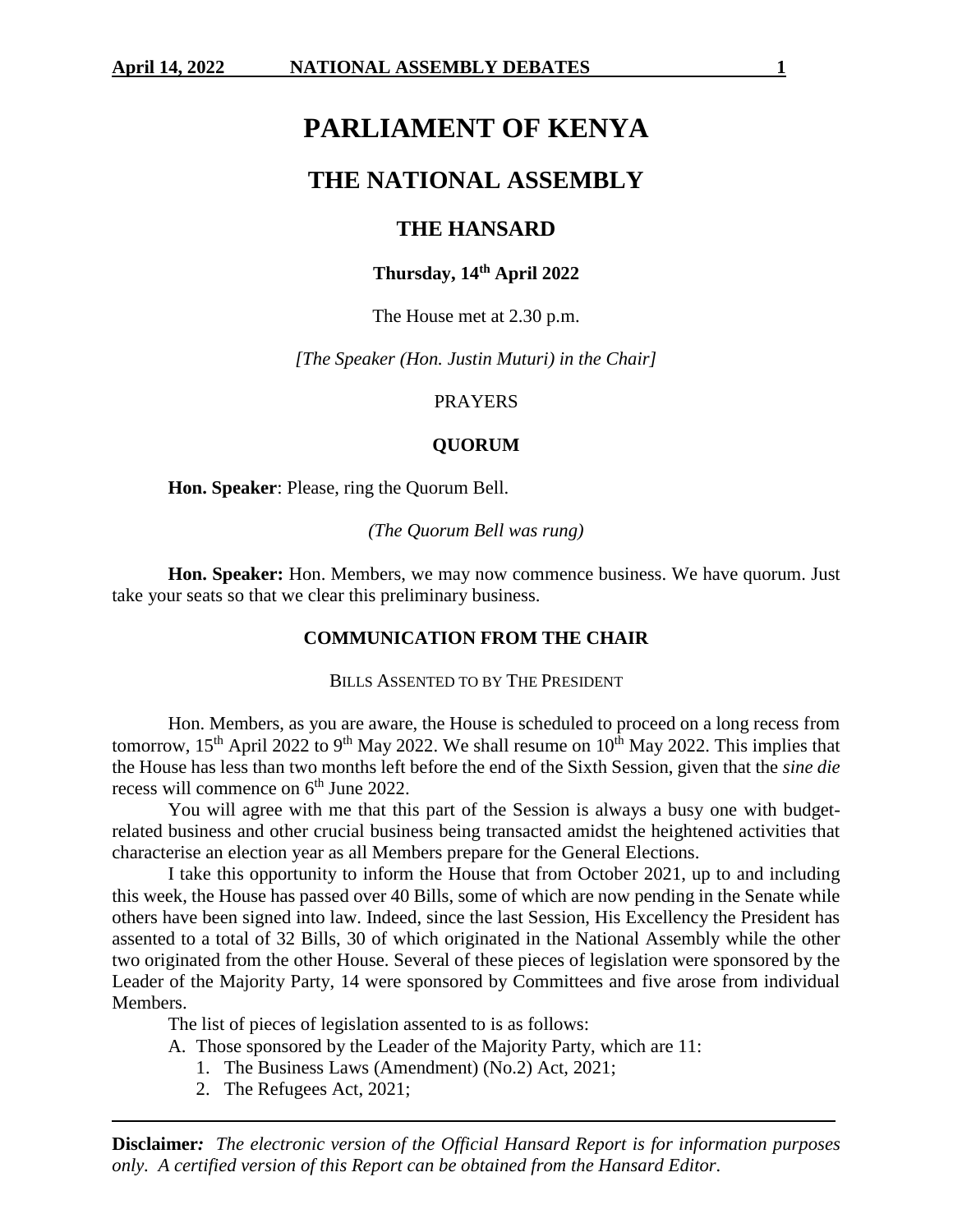# PARLIAMENT OF KENYA

## THE NATIONAL ASSEMBLY

## THE HANSARD

**Thursday, 14th April 2022**

The House met at 2.30 p.m.

*[The Speaker (Hon. Justin Muturi) in the Chair]*

PRAYERS

**QUORUM**

**Hon. Speaker**: Please, ring the Quorum Bell.

*(The Quorum Bell was rung)*

**Hon. Speaker:** Hon. Members, we may now commence business. We have quorum. Just take your seats so that we clear this preliminary business.

**COMMUNICATION FROM THE CHAIR**

BILLS ASSENTED TO BY THE PRESIDENT

Hon. Members, as you are aware, the House is scheduled to proceed on a long recess from tomorrow, 15th April 2022 to 9th May 2022. We shall resume on 10th May 2022. This implies that the House has less than two months left before the end of the Sixth Session, given that the *sine die* recess will commence on 6th June 2022.

You will agree with me that this part of the Session is always a busy one with budget-related business and other crucial business being transacted amidst the heightened activities that characterise an election year as all Members prepare for the General Elections.

I take this opportunity to inform the House that from October 2021, up to and including this week, the House has passed over 40 Bills, some of which are now pending in the Senate while others have been signed into law. Indeed, since the last Session, His Excellency the President has assented to a total of 32 Bills, 30 of which originated in the National Assembly while the other two originated from the other House. Several of these pieces of legislation were sponsored by the Leader of the Majority Party, 14 were sponsored by Committees and five arose from individual Members.

The list of pieces of legislation assented to is as follows:

A. Those sponsored by the Leader of the Majority Party, which are 11:
   1. The Business Laws (Amendment) (No.2) Act, 2021;
   2. The Refugees Act, 2021;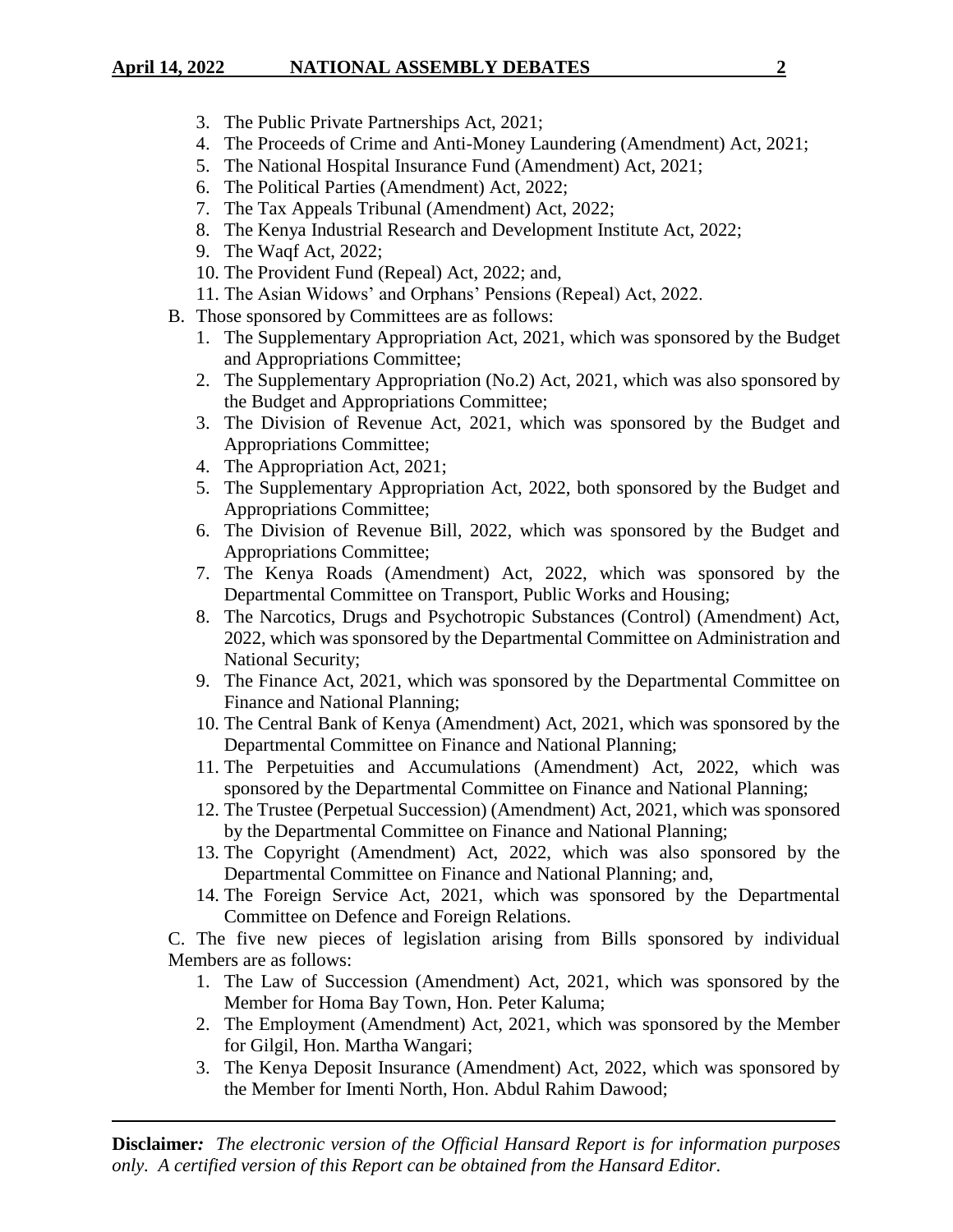3. The Public Private Partnerships Act, 2021;
4. The Proceeds of Crime and Anti-Money Laundering (Amendment) Act, 2021;
5. The National Hospital Insurance Fund (Amendment) Act, 2021;
6. The Political Parties (Amendment) Act, 2022;
7. The Tax Appeals Tribunal (Amendment) Act, 2022;
8. The Kenya Industrial Research and Development Institute Act, 2022;
9. The Waqf Act, 2022;
10. The Provident Fund (Repeal) Act, 2022; and,
11. The Asian Widows' and Orphans' Pensions (Repeal) Act, 2022.

B. Those sponsored by Committees are as follows:

1. The Supplementary Appropriation Act, 2021, which was sponsored by the Budget and Appropriations Committee;
2. The Supplementary Appropriation (No.2) Act, 2021, which was also sponsored by the Budget and Appropriations Committee;
3. The Division of Revenue Act, 2021, which was sponsored by the Budget and Appropriations Committee;
4. The Appropriation Act, 2021;
5. The Supplementary Appropriation Act, 2022, both sponsored by the Budget and Appropriations Committee;
6. The Division of Revenue Bill, 2022, which was sponsored by the Budget and Appropriations Committee;
7. The Kenya Roads (Amendment) Act, 2022, which was sponsored by the Departmental Committee on Transport, Public Works and Housing;
8. The Narcotics, Drugs and Psychotropic Substances (Control) (Amendment) Act, 2022, which was sponsored by the Departmental Committee on Administration and National Security;
9. The Finance Act, 2021, which was sponsored by the Departmental Committee on Finance and National Planning;
10. The Central Bank of Kenya (Amendment) Act, 2021, which was sponsored by the Departmental Committee on Finance and National Planning;
11. The Perpetuities and Accumulations (Amendment) Act, 2022, which was sponsored by the Departmental Committee on Finance and National Planning;
12. The Trustee (Perpetual Succession) (Amendment) Act, 2021, which was sponsored by the Departmental Committee on Finance and National Planning;
13. The Copyright (Amendment) Act, 2022, which was also sponsored by the Departmental Committee on Finance and National Planning; and,
14. The Foreign Service Act, 2021, which was sponsored by the Departmental Committee on Defence and Foreign Relations.

C. The five new pieces of legislation arising from Bills sponsored by individual Members are as follows:

1. The Law of Succession (Amendment) Act, 2021, which was sponsored by the Member for Homa Bay Town, Hon. Peter Kaluma;
2. The Employment (Amendment) Act, 2021, which was sponsored by the Member for Gilgil, Hon. Martha Wangari;
3. The Kenya Deposit Insurance (Amendment) Act, 2022, which was sponsored by the Member for Imenti North, Hon. Abdul Rahim Dawood;

**Disclaimer***:* *The electronic version of the Official Hansard Report is for information purposes only. A certified version of this Report can be obtained from the Hansard Editor.*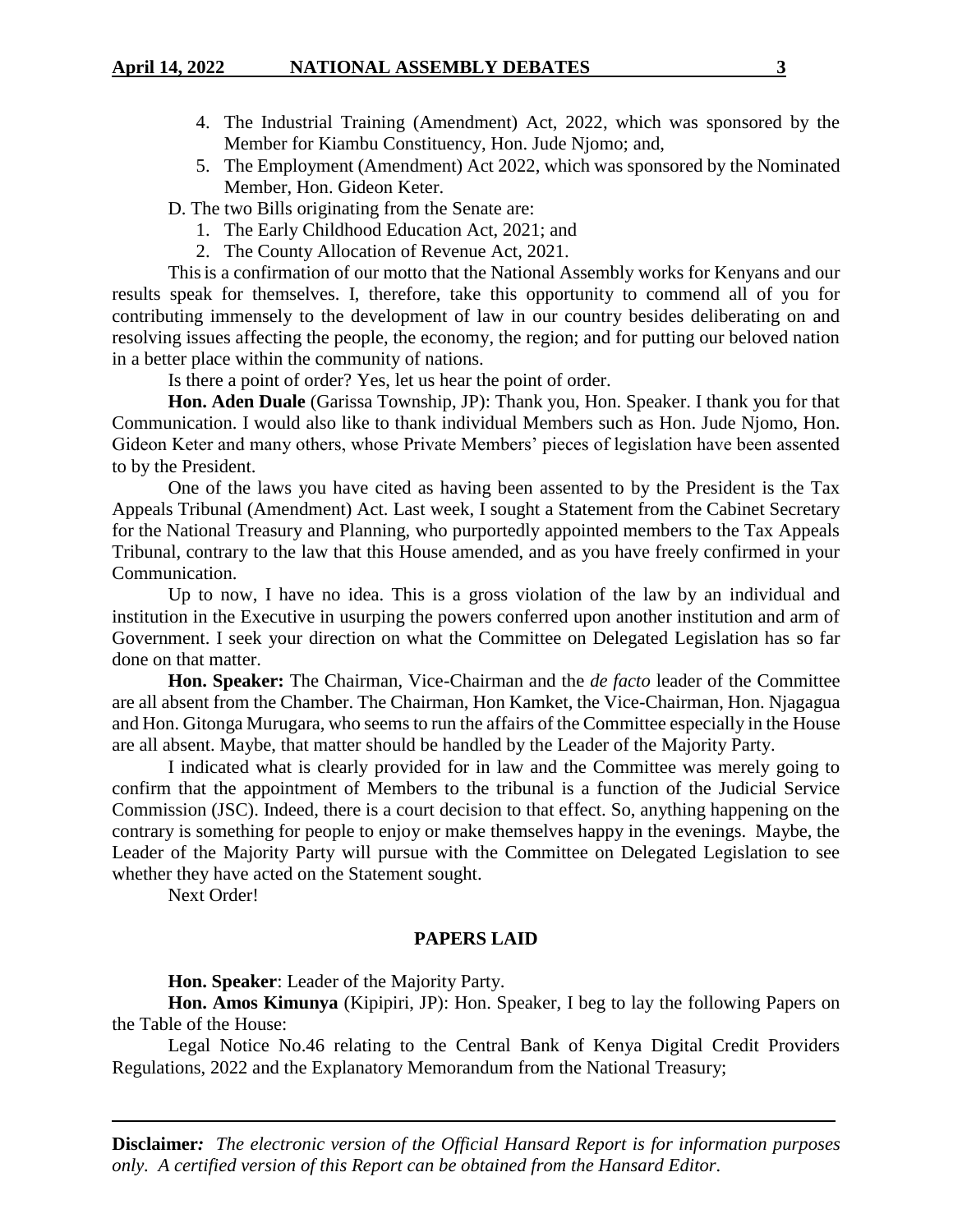4. The Industrial Training (Amendment) Act, 2022, which was sponsored by the Member for Kiambu Constituency, Hon. Jude Njomo; and,
5. The Employment (Amendment) Act 2022, which was sponsored by the Nominated Member, Hon. Gideon Keter.

D. The two Bills originating from the Senate are:

1. The Early Childhood Education Act, 2021; and
2. The County Allocation of Revenue Act, 2021.

This is a confirmation of our motto that the National Assembly works for Kenyans and our results speak for themselves. I, therefore, take this opportunity to commend all of you for contributing immensely to the development of law in our country besides deliberating on and resolving issues affecting the people, the economy, the region; and for putting our beloved nation in a better place within the community of nations.

Is there a point of order? Yes, let us hear the point of order.

**Hon. Aden Duale** (Garissa Township, JP): Thank you, Hon. Speaker. I thank you for that Communication. I would also like to thank individual Members such as Hon. Jude Njomo, Hon. Gideon Keter and many others, whose Private Members' pieces of legislation have been assented to by the President.

One of the laws you have cited as having been assented to by the President is the Tax Appeals Tribunal (Amendment) Act. Last week, I sought a Statement from the Cabinet Secretary for the National Treasury and Planning, who purportedly appointed members to the Tax Appeals Tribunal, contrary to the law that this House amended, and as you have freely confirmed in your Communication.

Up to now, I have no idea. This is a gross violation of the law by an individual and institution in the Executive in usurping the powers conferred upon another institution and arm of Government. I seek your direction on what the Committee on Delegated Legislation has so far done on that matter.

**Hon. Speaker:** The Chairman, Vice-Chairman and the *de facto* leader of the Committee are all absent from the Chamber. The Chairman, Hon Kamket, the Vice-Chairman, Hon. Njagagua and Hon. Gitonga Murugara, who seems to run the affairs of the Committee especially in the House are all absent. Maybe, that matter should be handled by the Leader of the Majority Party.

I indicated what is clearly provided for in law and the Committee was merely going to confirm that the appointment of Members to the tribunal is a function of the Judicial Service Commission (JSC). Indeed, there is a court decision to that effect. So, anything happening on the contrary is something for people to enjoy or make themselves happy in the evenings. Maybe, the Leader of the Majority Party will pursue with the Committee on Delegated Legislation to see whether they have acted on the Statement sought.

Next Order!

## PAPERS LAID

**Hon. Speaker**: Leader of the Majority Party.

**Hon. Amos Kimunya** (Kipipiri, JP): Hon. Speaker, I beg to lay the following Papers on the Table of the House:

Legal Notice No.46 relating to the Central Bank of Kenya Digital Credit Providers Regulations, 2022 and the Explanatory Memorandum from the National Treasury;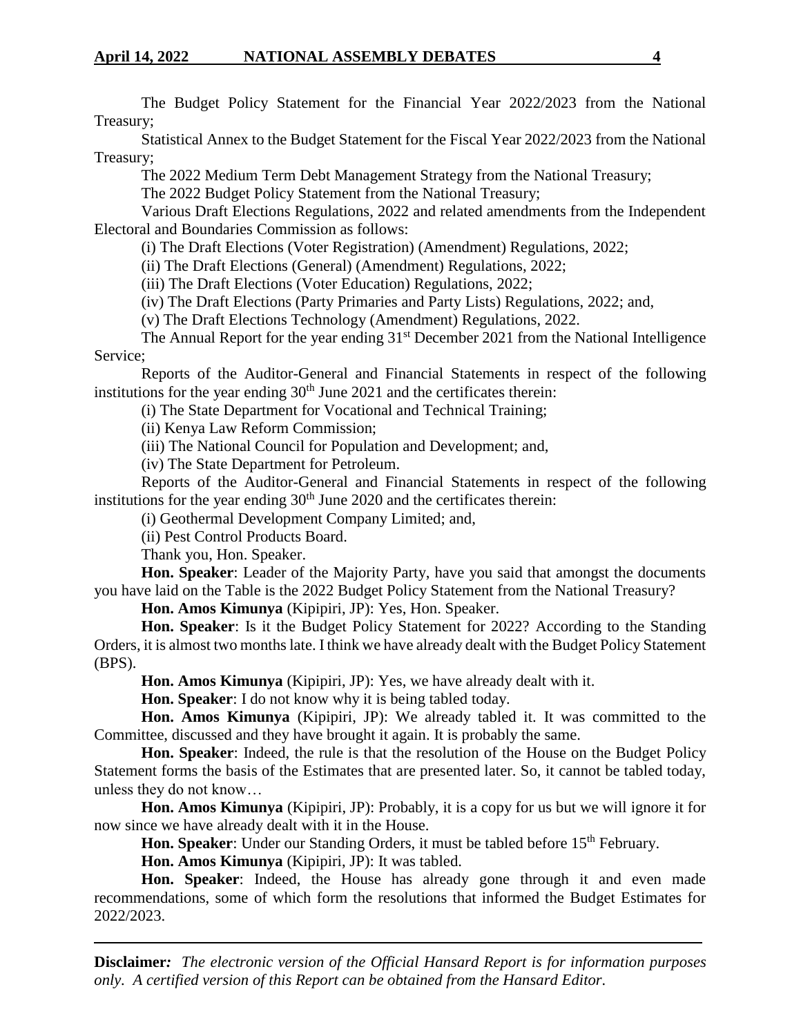The Budget Policy Statement for the Financial Year 2022/2023 from the National Treasury;

Statistical Annex to the Budget Statement for the Fiscal Year 2022/2023 from the National Treasury;

The 2022 Medium Term Debt Management Strategy from the National Treasury;

The 2022 Budget Policy Statement from the National Treasury;

Various Draft Elections Regulations, 2022 and related amendments from the Independent Electoral and Boundaries Commission as follows:

(i) The Draft Elections (Voter Registration) (Amendment) Regulations, 2022;

(ii) The Draft Elections (General) (Amendment) Regulations, 2022;

(iii) The Draft Elections (Voter Education) Regulations, 2022;

(iv) The Draft Elections (Party Primaries and Party Lists) Regulations, 2022; and,

(v) The Draft Elections Technology (Amendment) Regulations, 2022.

The Annual Report for the year ending 31st December 2021 from the National Intelligence Service;

Reports of the Auditor-General and Financial Statements in respect of the following institutions for the year ending 30th June 2021 and the certificates therein:

(i) The State Department for Vocational and Technical Training;

(ii) Kenya Law Reform Commission;

(iii) The National Council for Population and Development; and,

(iv) The State Department for Petroleum.

Reports of the Auditor-General and Financial Statements in respect of the following institutions for the year ending 30th June 2020 and the certificates therein:

(i) Geothermal Development Company Limited; and,

(ii) Pest Control Products Board.

Thank you, Hon. Speaker.

**Hon. Speaker**: Leader of the Majority Party, have you said that amongst the documents you have laid on the Table is the 2022 Budget Policy Statement from the National Treasury?

**Hon. Amos Kimunya** (Kipipiri, JP): Yes, Hon. Speaker.

**Hon. Speaker**: Is it the Budget Policy Statement for 2022? According to the Standing Orders, it is almost two months late. I think we have already dealt with the Budget Policy Statement (BPS).

**Hon. Amos Kimunya** (Kipipiri, JP): Yes, we have already dealt with it.

**Hon. Speaker**: I do not know why it is being tabled today.

**Hon. Amos Kimunya** (Kipipiri, JP): We already tabled it. It was committed to the Committee, discussed and they have brought it again. It is probably the same.

**Hon. Speaker**: Indeed, the rule is that the resolution of the House on the Budget Policy Statement forms the basis of the Estimates that are presented later. So, it cannot be tabled today, unless they do not know…

**Hon. Amos Kimunya** (Kipipiri, JP): Probably, it is a copy for us but we will ignore it for now since we have already dealt with it in the House.

**Hon. Speaker**: Under our Standing Orders, it must be tabled before 15th February.

**Hon. Amos Kimunya** (Kipipiri, JP): It was tabled.

**Hon. Speaker**: Indeed, the House has already gone through it and even made recommendations, some of which form the resolutions that informed the Budget Estimates for 2022/2023.

**Disclaimer***: The electronic version of the Official Hansard Report is for information purposes only. A certified version of this Report can be obtained from the Hansard Editor.*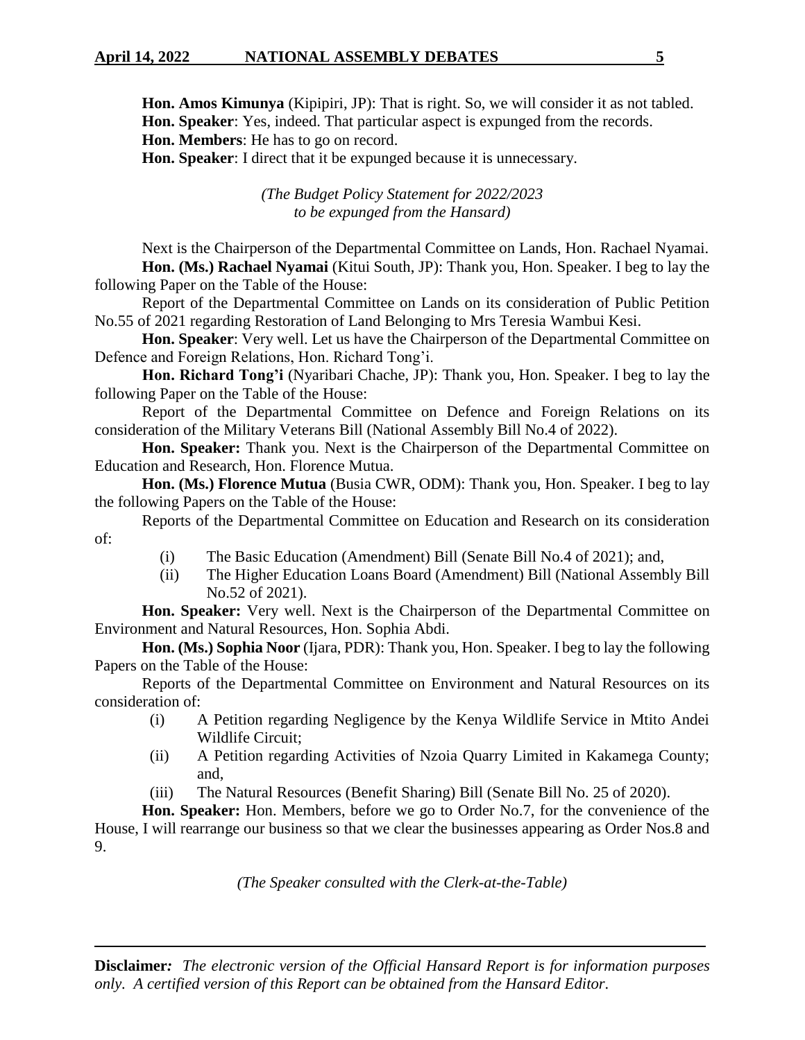**Hon. Amos Kimunya** (Kipipiri, JP): That is right. So, we will consider it as not tabled.

**Hon. Speaker**: Yes, indeed. That particular aspect is expunged from the records.

**Hon. Members**: He has to go on record.

**Hon. Speaker**: I direct that it be expunged because it is unnecessary.

*(The Budget Policy Statement for 2022/2023 to be expunged from the Hansard)*

Next is the Chairperson of the Departmental Committee on Lands, Hon. Rachael Nyamai.

**Hon. (Ms.) Rachael Nyamai** (Kitui South, JP): Thank you, Hon. Speaker. I beg to lay the following Paper on the Table of the House:

Report of the Departmental Committee on Lands on its consideration of Public Petition No.55 of 2021 regarding Restoration of Land Belonging to Mrs Teresia Wambui Kesi.

**Hon. Speaker**: Very well. Let us have the Chairperson of the Departmental Committee on Defence and Foreign Relations, Hon. Richard Tong'i.

**Hon. Richard Tong'i** (Nyaribari Chache, JP): Thank you, Hon. Speaker. I beg to lay the following Paper on the Table of the House:

Report of the Departmental Committee on Defence and Foreign Relations on its consideration of the Military Veterans Bill (National Assembly Bill No.4 of 2022).

**Hon. Speaker:** Thank you. Next is the Chairperson of the Departmental Committee on Education and Research, Hon. Florence Mutua.

**Hon. (Ms.) Florence Mutua** (Busia CWR, ODM): Thank you, Hon. Speaker. I beg to lay the following Papers on the Table of the House:

Reports of the Departmental Committee on Education and Research on its consideration of:

(i) The Basic Education (Amendment) Bill (Senate Bill No.4 of 2021); and,

(ii) The Higher Education Loans Board (Amendment) Bill (National Assembly Bill No.52 of 2021).

**Hon. Speaker:** Very well. Next is the Chairperson of the Departmental Committee on Environment and Natural Resources, Hon. Sophia Abdi.

**Hon. (Ms.) Sophia Noor** (Ijara, PDR): Thank you, Hon. Speaker. I beg to lay the following Papers on the Table of the House:

Reports of the Departmental Committee on Environment and Natural Resources on its consideration of:

(i) A Petition regarding Negligence by the Kenya Wildlife Service in Mtito Andei Wildlife Circuit;

(ii) A Petition regarding Activities of Nzoia Quarry Limited in Kakamega County; and,

(iii) The Natural Resources (Benefit Sharing) Bill (Senate Bill No. 25 of 2020).

**Hon. Speaker:** Hon. Members, before we go to Order No.7, for the convenience of the House, I will rearrange our business so that we clear the businesses appearing as Order Nos.8 and 9.

*(The Speaker consulted with the Clerk-at-the-Table)*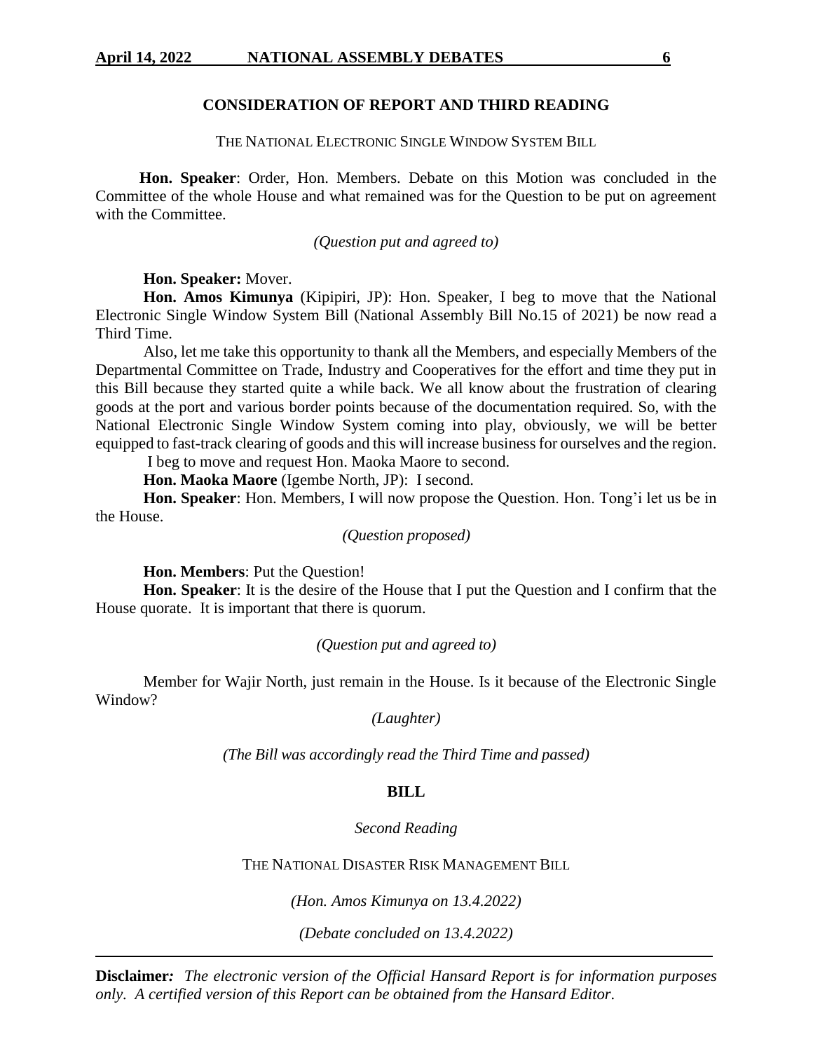## CONSIDERATION OF REPORT AND THIRD READING

THE NATIONAL ELECTRONIC SINGLE WINDOW SYSTEM BILL

**Hon. Speaker**: Order, Hon. Members. Debate on this Motion was concluded in the Committee of the whole House and what remained was for the Question to be put on agreement with the Committee.

*(Question put and agreed to)*

**Hon. Speaker:** Mover.

**Hon. Amos Kimunya** (Kipipiri, JP): Hon. Speaker, I beg to move that the National Electronic Single Window System Bill (National Assembly Bill No.15 of 2021) be now read a Third Time.

Also, let me take this opportunity to thank all the Members, and especially Members of the Departmental Committee on Trade, Industry and Cooperatives for the effort and time they put in this Bill because they started quite a while back. We all know about the frustration of clearing goods at the port and various border points because of the documentation required. So, with the National Electronic Single Window System coming into play, obviously, we will be better equipped to fast-track clearing of goods and this will increase business for ourselves and the region.

I beg to move and request Hon. Maoka Maore to second.

**Hon. Maoka Maore** (Igembe North, JP): I second.

**Hon. Speaker**: Hon. Members, I will now propose the Question. Hon. Tong'i let us be in the House.

*(Question proposed)*

**Hon. Members**: Put the Question!

**Hon. Speaker**: It is the desire of the House that I put the Question and I confirm that the House quorate. It is important that there is quorum.

*(Question put and agreed to)*

Member for Wajir North, just remain in the House. Is it because of the Electronic Single Window?

*(Laughter)*

*(The Bill was accordingly read the Third Time and passed)*

## BILL

*Second Reading*

THE NATIONAL DISASTER RISK MANAGEMENT BILL

*(Hon. Amos Kimunya on 13.4.2022)*

*(Debate concluded on 13.4.2022)*

**Disclaimer:** *The electronic version of the Official Hansard Report is for information purposes only. A certified version of this Report can be obtained from the Hansard Editor.*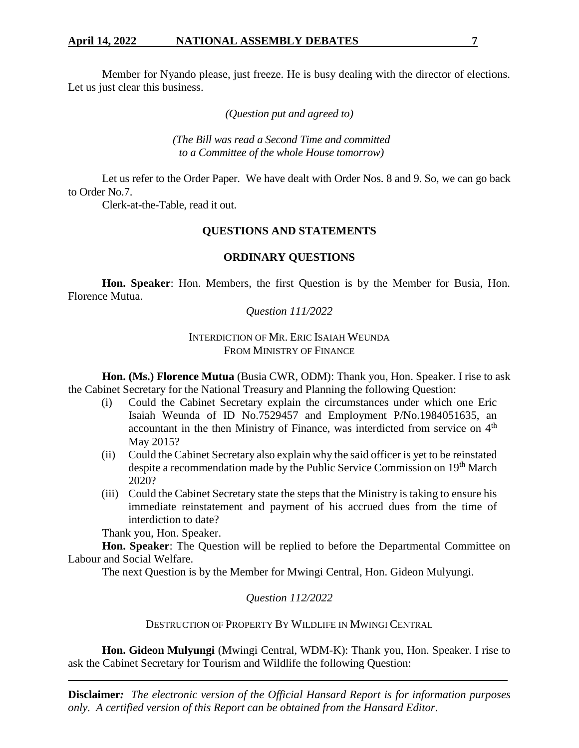Member for Nyando please, just freeze. He is busy dealing with the director of elections. Let us just clear this business.

*(Question put and agreed to)*

*(The Bill was read a Second Time and committed to a Committee of the whole House tomorrow)*

Let us refer to the Order Paper. We have dealt with Order Nos. 8 and 9. So, we can go back to Order No.7.

Clerk-at-the-Table, read it out.

## QUESTIONS AND STATEMENTS

### ORDINARY QUESTIONS

**Hon. Speaker**: Hon. Members, the first Question is by the Member for Busia, Hon. Florence Mutua.

*Question 111/2022*

INTERDICTION OF MR. ERIC ISAIAH WEUNDA FROM MINISTRY OF FINANCE

**Hon. (Ms.) Florence Mutua** (Busia CWR, ODM): Thank you, Hon. Speaker. I rise to ask the Cabinet Secretary for the National Treasury and Planning the following Question:

(i) Could the Cabinet Secretary explain the circumstances under which one Eric Isaiah Weunda of ID No.7529457 and Employment P/No.1984051635, an accountant in the then Ministry of Finance, was interdicted from service on 4th May 2015?

(ii) Could the Cabinet Secretary also explain why the said officer is yet to be reinstated despite a recommendation made by the Public Service Commission on 19th March 2020?

(iii) Could the Cabinet Secretary state the steps that the Ministry is taking to ensure his immediate reinstatement and payment of his accrued dues from the time of interdiction to date?

Thank you, Hon. Speaker.

**Hon. Speaker**: The Question will be replied to before the Departmental Committee on Labour and Social Welfare.

The next Question is by the Member for Mwingi Central, Hon. Gideon Mulyungi.

*Question 112/2022*

DESTRUCTION OF PROPERTY BY WILDLIFE IN MWINGI CENTRAL

**Hon. Gideon Mulyungi** (Mwingi Central, WDM-K): Thank you, Hon. Speaker. I rise to ask the Cabinet Secretary for Tourism and Wildlife the following Question: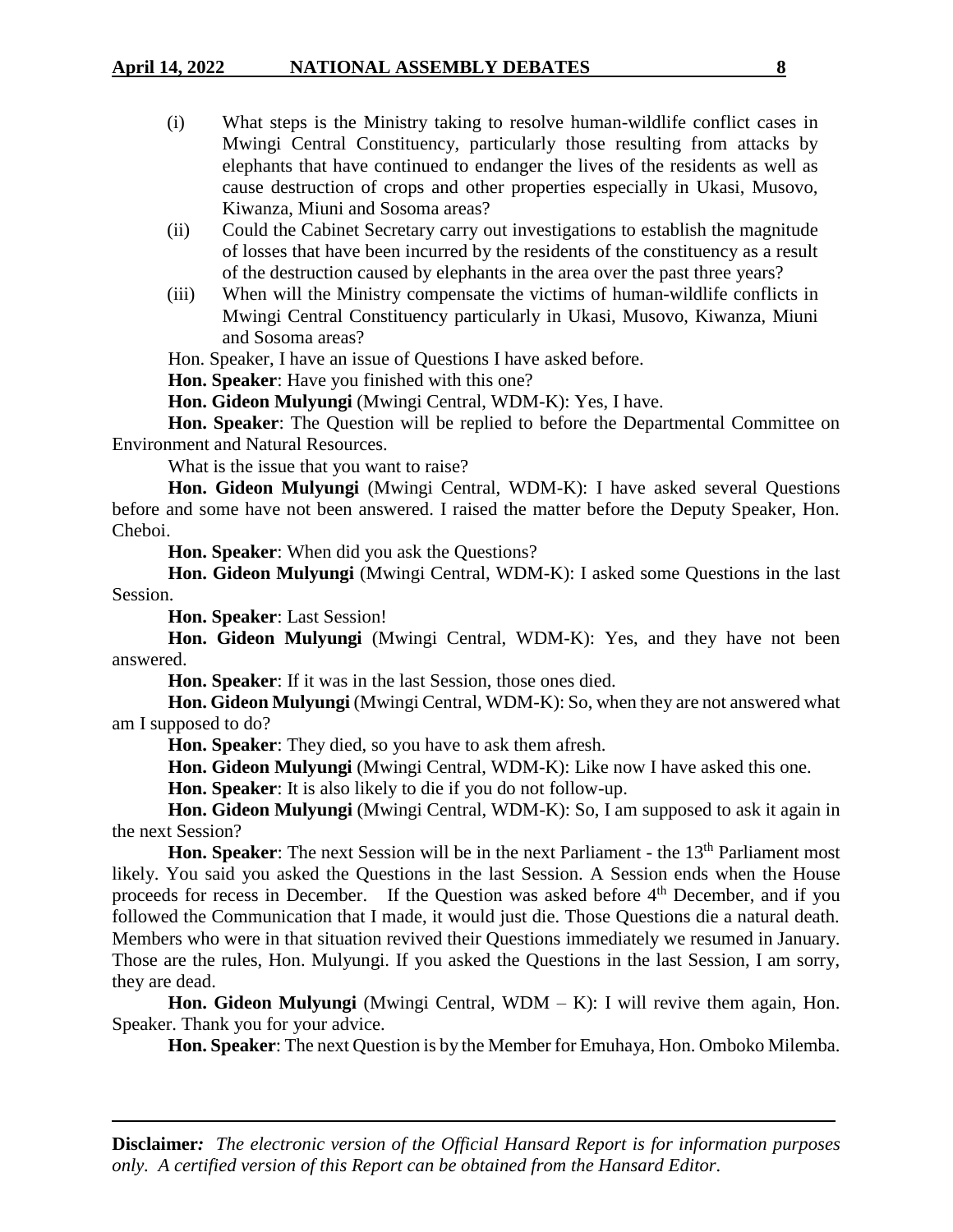(i) What steps is the Ministry taking to resolve human-wildlife conflict cases in Mwingi Central Constituency, particularly those resulting from attacks by elephants that have continued to endanger the lives of the residents as well as cause destruction of crops and other properties especially in Ukasi, Musovo, Kiwanza, Miuni and Sosoma areas?

(ii) Could the Cabinet Secretary carry out investigations to establish the magnitude of losses that have been incurred by the residents of the constituency as a result of the destruction caused by elephants in the area over the past three years?

(iii) When will the Ministry compensate the victims of human-wildlife conflicts in Mwingi Central Constituency particularly in Ukasi, Musovo, Kiwanza, Miuni and Sosoma areas?

Hon. Speaker, I have an issue of Questions I have asked before.

**Hon. Speaker**: Have you finished with this one?

**Hon. Gideon Mulyungi** (Mwingi Central, WDM-K): Yes, I have.

**Hon. Speaker**: The Question will be replied to before the Departmental Committee on Environment and Natural Resources.

What is the issue that you want to raise?

**Hon. Gideon Mulyungi** (Mwingi Central, WDM-K): I have asked several Questions before and some have not been answered. I raised the matter before the Deputy Speaker, Hon. Cheboi.

**Hon. Speaker**: When did you ask the Questions?

**Hon. Gideon Mulyungi** (Mwingi Central, WDM-K): I asked some Questions in the last Session.

**Hon. Speaker**: Last Session!

**Hon. Gideon Mulyungi** (Mwingi Central, WDM-K): Yes, and they have not been answered.

**Hon. Speaker**: If it was in the last Session, those ones died.

**Hon. Gideon Mulyungi** (Mwingi Central, WDM-K): So, when they are not answered what am I supposed to do?

**Hon. Speaker**: They died, so you have to ask them afresh.

**Hon. Gideon Mulyungi** (Mwingi Central, WDM-K): Like now I have asked this one.

**Hon. Speaker**: It is also likely to die if you do not follow-up.

**Hon. Gideon Mulyungi** (Mwingi Central, WDM-K): So, I am supposed to ask it again in the next Session?

**Hon. Speaker**: The next Session will be in the next Parliament - the 13th Parliament most likely. You said you asked the Questions in the last Session. A Session ends when the House proceeds for recess in December. If the Question was asked before 4th December, and if you followed the Communication that I made, it would just die. Those Questions die a natural death. Members who were in that situation revived their Questions immediately we resumed in January. Those are the rules, Hon. Mulyungi. If you asked the Questions in the last Session, I am sorry, they are dead.

**Hon. Gideon Mulyungi** (Mwingi Central, WDM – K): I will revive them again, Hon. Speaker. Thank you for your advice.

**Hon. Speaker**: The next Question is by the Member for Emuhaya, Hon. Omboko Milemba.

---

**Disclaimer***: The electronic version of the Official Hansard Report is for information purposes only. A certified version of this Report can be obtained from the Hansard Editor.*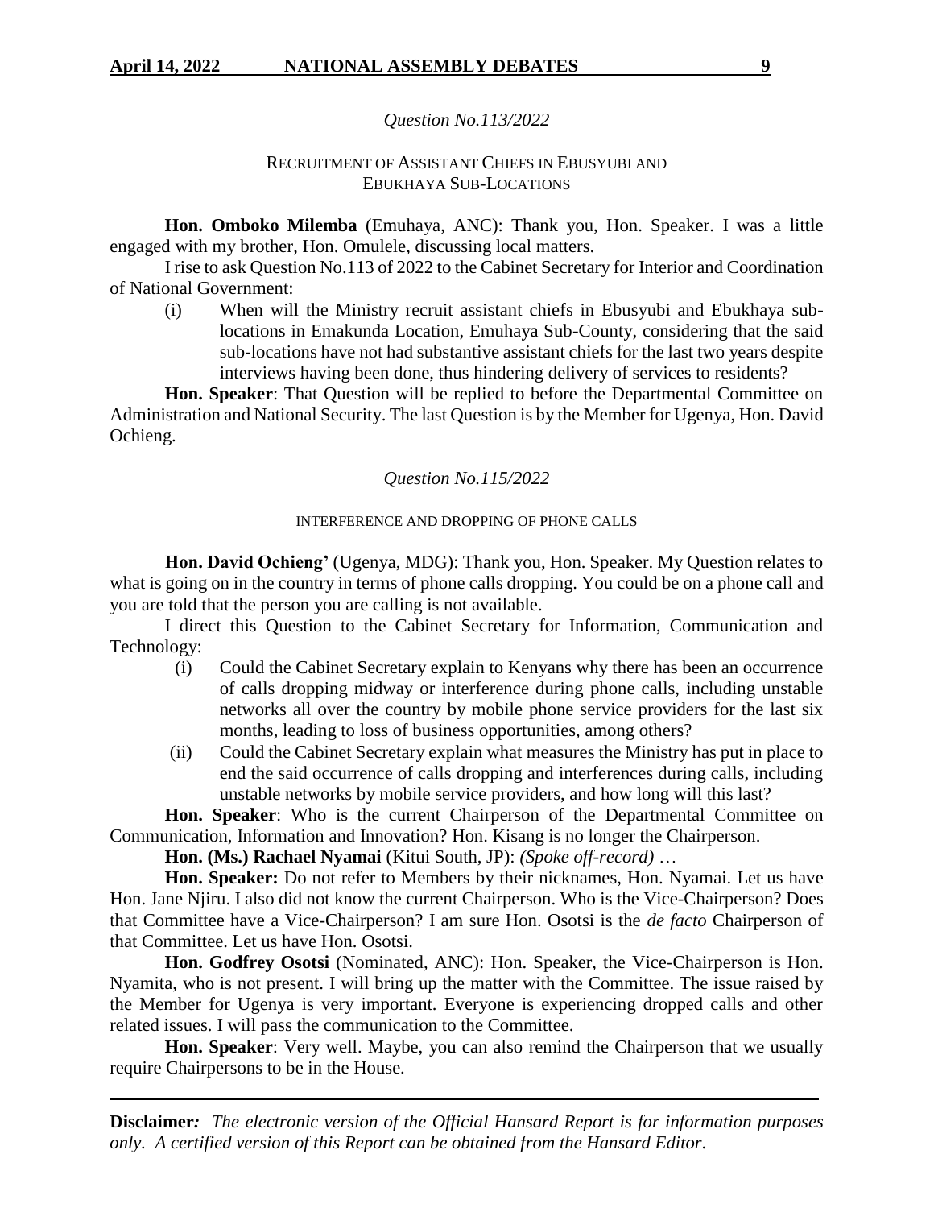*Question No.113/2022*

RECRUITMENT OF ASSISTANT CHIEFS IN EBUSYUBI AND EBUKHAYA SUB-LOCATIONS

**Hon. Omboko Milemba** (Emuhaya, ANC): Thank you, Hon. Speaker. I was a little engaged with my brother, Hon. Omulele, discussing local matters.

I rise to ask Question No.113 of 2022 to the Cabinet Secretary for Interior and Coordination of National Government:

(i) When will the Ministry recruit assistant chiefs in Ebusyubi and Ebukhaya sub-locations in Emakunda Location, Emuhaya Sub-County, considering that the said sub-locations have not had substantive assistant chiefs for the last two years despite interviews having been done, thus hindering delivery of services to residents?

**Hon. Speaker**: That Question will be replied to before the Departmental Committee on Administration and National Security. The last Question is by the Member for Ugenya, Hon. David Ochieng.

*Question No.115/2022*

INTERFERENCE AND DROPPING OF PHONE CALLS

**Hon. David Ochieng'** (Ugenya, MDG): Thank you, Hon. Speaker. My Question relates to what is going on in the country in terms of phone calls dropping. You could be on a phone call and you are told that the person you are calling is not available.

I direct this Question to the Cabinet Secretary for Information, Communication and Technology:

(i) Could the Cabinet Secretary explain to Kenyans why there has been an occurrence of calls dropping midway or interference during phone calls, including unstable networks all over the country by mobile phone service providers for the last six months, leading to loss of business opportunities, among others?

(ii) Could the Cabinet Secretary explain what measures the Ministry has put in place to end the said occurrence of calls dropping and interferences during calls, including unstable networks by mobile service providers, and how long will this last?

**Hon. Speaker**: Who is the current Chairperson of the Departmental Committee on Communication, Information and Innovation? Hon. Kisang is no longer the Chairperson.

**Hon. (Ms.) Rachael Nyamai** (Kitui South, JP): *(Spoke off-record)* …

**Hon. Speaker:** Do not refer to Members by their nicknames, Hon. Nyamai. Let us have Hon. Jane Njiru. I also did not know the current Chairperson. Who is the Vice-Chairperson? Does that Committee have a Vice-Chairperson? I am sure Hon. Osotsi is the *de facto* Chairperson of that Committee. Let us have Hon. Osotsi.

**Hon. Godfrey Osotsi** (Nominated, ANC): Hon. Speaker, the Vice-Chairperson is Hon. Nyamita, who is not present. I will bring up the matter with the Committee. The issue raised by the Member for Ugenya is very important. Everyone is experiencing dropped calls and other related issues. I will pass the communication to the Committee.

**Hon. Speaker**: Very well. Maybe, you can also remind the Chairperson that we usually require Chairpersons to be in the House.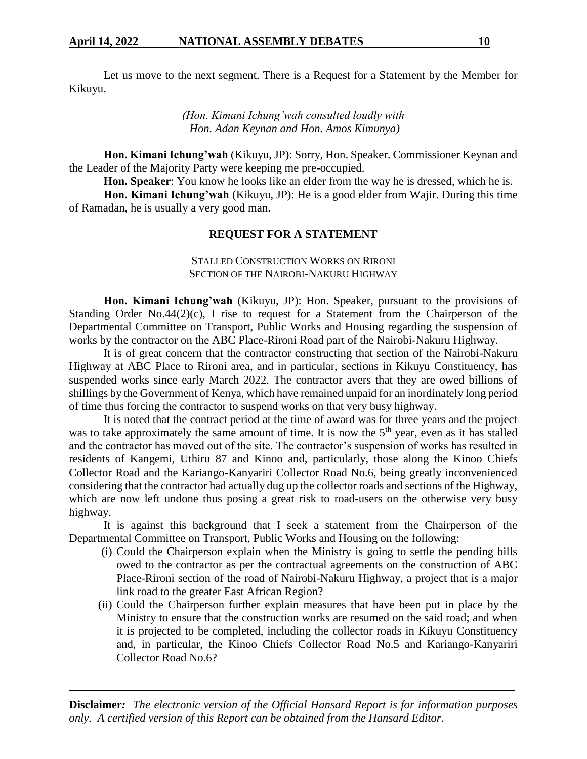Let us move to the next segment. There is a Request for a Statement by the Member for Kikuyu.

*(Hon. Kimani Ichung'wah consulted loudly with Hon. Adan Keynan and Hon. Amos Kimunya)*

**Hon. Kimani Ichung'wah** (Kikuyu, JP): Sorry, Hon. Speaker. Commissioner Keynan and the Leader of the Majority Party were keeping me pre-occupied.

**Hon. Speaker**: You know he looks like an elder from the way he is dressed, which he is.

**Hon. Kimani Ichung'wah** (Kikuyu, JP): He is a good elder from Wajir. During this time of Ramadan, he is usually a very good man.

## REQUEST FOR A STATEMENT

### STALLED CONSTRUCTION WORKS ON RIRONI SECTION OF THE NAIROBI-NAKURU HIGHWAY

**Hon. Kimani Ichung'wah** (Kikuyu, JP): Hon. Speaker, pursuant to the provisions of Standing Order No.44(2)(c), I rise to request for a Statement from the Chairperson of the Departmental Committee on Transport, Public Works and Housing regarding the suspension of works by the contractor on the ABC Place-Rironi Road part of the Nairobi-Nakuru Highway.

It is of great concern that the contractor constructing that section of the Nairobi-Nakuru Highway at ABC Place to Rironi area, and in particular, sections in Kikuyu Constituency, has suspended works since early March 2022. The contractor avers that they are owed billions of shillings by the Government of Kenya, which have remained unpaid for an inordinately long period of time thus forcing the contractor to suspend works on that very busy highway.

It is noted that the contract period at the time of award was for three years and the project was to take approximately the same amount of time. It is now the 5th year, even as it has stalled and the contractor has moved out of the site. The contractor's suspension of works has resulted in residents of Kangemi, Uthiru 87 and Kinoo and, particularly, those along the Kinoo Chiefs Collector Road and the Kariango-Kanyariri Collector Road No.6, being greatly inconvenienced considering that the contractor had actually dug up the collector roads and sections of the Highway, which are now left undone thus posing a great risk to road-users on the otherwise very busy highway.

It is against this background that I seek a statement from the Chairperson of the Departmental Committee on Transport, Public Works and Housing on the following:

(i) Could the Chairperson explain when the Ministry is going to settle the pending bills owed to the contractor as per the contractual agreements on the construction of ABC Place-Rironi section of the road of Nairobi-Nakuru Highway, a project that is a major link road to the greater East African Region?

(ii) Could the Chairperson further explain measures that have been put in place by the Ministry to ensure that the construction works are resumed on the said road; and when it is projected to be completed, including the collector roads in Kikuyu Constituency and, in particular, the Kinoo Chiefs Collector Road No.5 and Kariango-Kanyariri Collector Road No.6?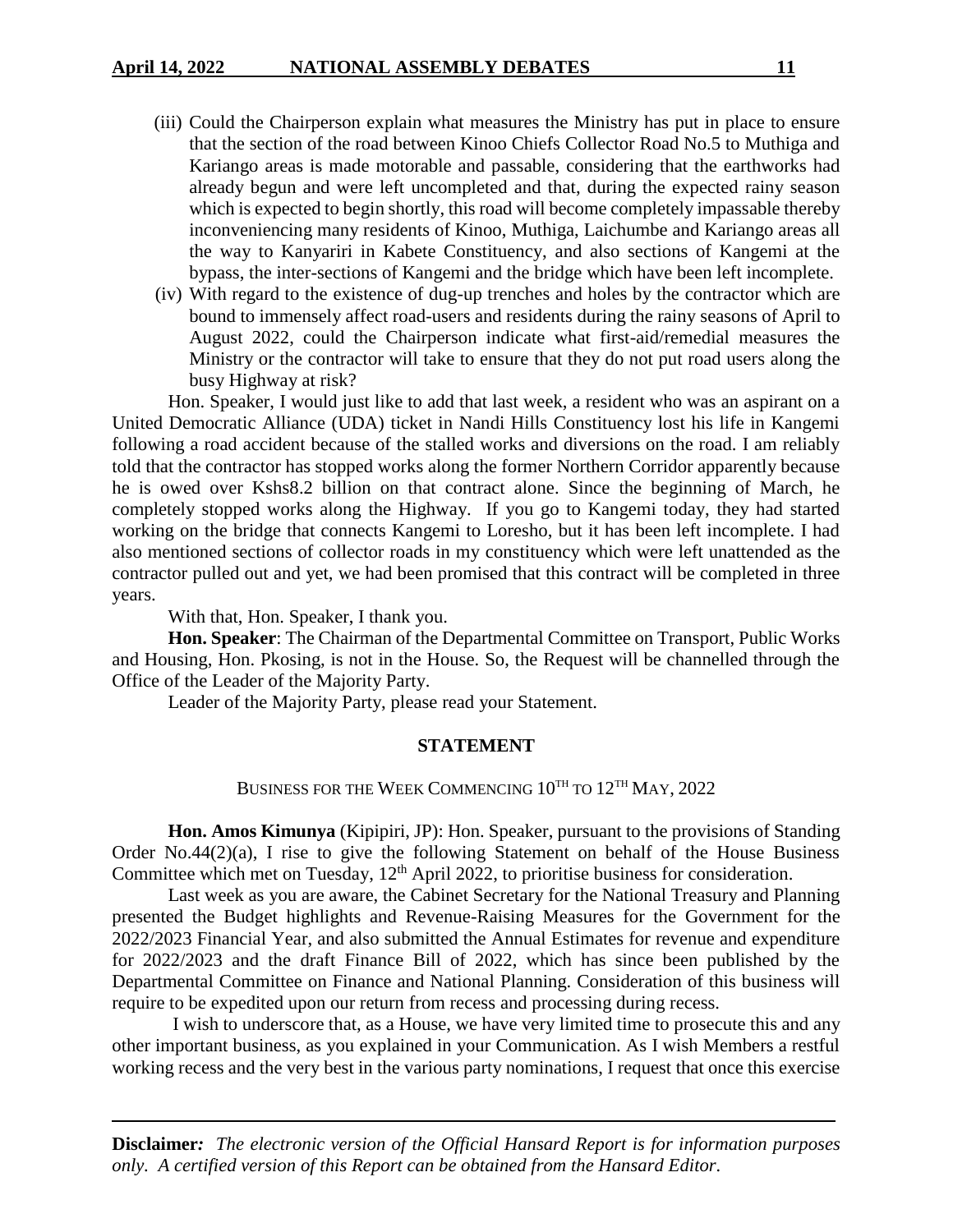(iii) Could the Chairperson explain what measures the Ministry has put in place to ensure that the section of the road between Kinoo Chiefs Collector Road No.5 to Muthiga and Kariango areas is made motorable and passable, considering that the earthworks had already begun and were left uncompleted and that, during the expected rainy season which is expected to begin shortly, this road will become completely impassable thereby inconveniencing many residents of Kinoo, Muthiga, Laichumbe and Kariango areas all the way to Kanyariri in Kabete Constituency, and also sections of Kangemi at the bypass, the inter-sections of Kangemi and the bridge which have been left incomplete.

(iv) With regard to the existence of dug-up trenches and holes by the contractor which are bound to immensely affect road-users and residents during the rainy seasons of April to August 2022, could the Chairperson indicate what first-aid/remedial measures the Ministry or the contractor will take to ensure that they do not put road users along the busy Highway at risk?

Hon. Speaker, I would just like to add that last week, a resident who was an aspirant on a United Democratic Alliance (UDA) ticket in Nandi Hills Constituency lost his life in Kangemi following a road accident because of the stalled works and diversions on the road. I am reliably told that the contractor has stopped works along the former Northern Corridor apparently because he is owed over Kshs8.2 billion on that contract alone. Since the beginning of March, he completely stopped works along the Highway. If you go to Kangemi today, they had started working on the bridge that connects Kangemi to Loresho, but it has been left incomplete. I had also mentioned sections of collector roads in my constituency which were left unattended as the contractor pulled out and yet, we had been promised that this contract will be completed in three years.

With that, Hon. Speaker, I thank you.

**Hon. Speaker**: The Chairman of the Departmental Committee on Transport, Public Works and Housing, Hon. Pkosing, is not in the House. So, the Request will be channelled through the Office of the Leader of the Majority Party.

Leader of the Majority Party, please read your Statement.

## STATEMENT

### BUSINESS FOR THE WEEK COMMENCING 10TH TO 12TH MAY, 2022

**Hon. Amos Kimunya** (Kipipiri, JP): Hon. Speaker, pursuant to the provisions of Standing Order No.44(2)(a), I rise to give the following Statement on behalf of the House Business Committee which met on Tuesday, 12th April 2022, to prioritise business for consideration.

Last week as you are aware, the Cabinet Secretary for the National Treasury and Planning presented the Budget highlights and Revenue-Raising Measures for the Government for the 2022/2023 Financial Year, and also submitted the Annual Estimates for revenue and expenditure for 2022/2023 and the draft Finance Bill of 2022, which has since been published by the Departmental Committee on Finance and National Planning. Consideration of this business will require to be expedited upon our return from recess and processing during recess.

I wish to underscore that, as a House, we have very limited time to prosecute this and any other important business, as you explained in your Communication. As I wish Members a restful working recess and the very best in the various party nominations, I request that once this exercise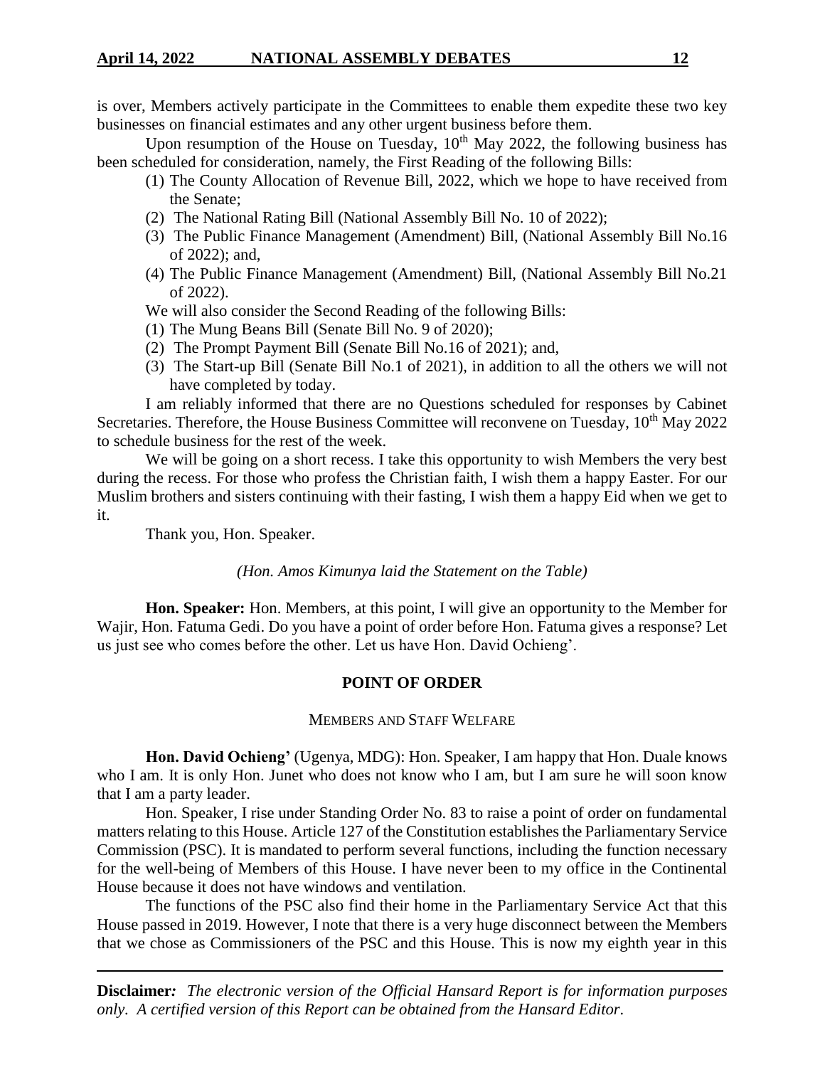is over, Members actively participate in the Committees to enable them expedite these two key businesses on financial estimates and any other urgent business before them.

Upon resumption of the House on Tuesday, 10th May 2022, the following business has been scheduled for consideration, namely, the First Reading of the following Bills:

(1) The County Allocation of Revenue Bill, 2022, which we hope to have received from the Senate;
(2) The National Rating Bill (National Assembly Bill No. 10 of 2022);
(3) The Public Finance Management (Amendment) Bill, (National Assembly Bill No.16 of 2022); and,
(4) The Public Finance Management (Amendment) Bill, (National Assembly Bill No.21 of 2022).

We will also consider the Second Reading of the following Bills:

(1) The Mung Beans Bill (Senate Bill No. 9 of 2020);
(2) The Prompt Payment Bill (Senate Bill No.16 of 2021); and,
(3) The Start-up Bill (Senate Bill No.1 of 2021), in addition to all the others we will not have completed by today.

I am reliably informed that there are no Questions scheduled for responses by Cabinet Secretaries. Therefore, the House Business Committee will reconvene on Tuesday, 10th May 2022 to schedule business for the rest of the week.

We will be going on a short recess. I take this opportunity to wish Members the very best during the recess. For those who profess the Christian faith, I wish them a happy Easter. For our Muslim brothers and sisters continuing with their fasting, I wish them a happy Eid when we get to it.

Thank you, Hon. Speaker.

*(Hon. Amos Kimunya laid the Statement on the Table)*

**Hon. Speaker:** Hon. Members, at this point, I will give an opportunity to the Member for Wajir, Hon. Fatuma Gedi. Do you have a point of order before Hon. Fatuma gives a response? Let us just see who comes before the other. Let us have Hon. David Ochieng'.

## POINT OF ORDER

### MEMBERS AND STAFF WELFARE

**Hon. David Ochieng'** (Ugenya, MDG): Hon. Speaker, I am happy that Hon. Duale knows who I am. It is only Hon. Junet who does not know who I am, but I am sure he will soon know that I am a party leader.

Hon. Speaker, I rise under Standing Order No. 83 to raise a point of order on fundamental matters relating to this House. Article 127 of the Constitution establishes the Parliamentary Service Commission (PSC). It is mandated to perform several functions, including the function necessary for the well-being of Members of this House. I have never been to my office in the Continental House because it does not have windows and ventilation.

The functions of the PSC also find their home in the Parliamentary Service Act that this House passed in 2019. However, I note that there is a very huge disconnect between the Members that we chose as Commissioners of the PSC and this House. This is now my eighth year in this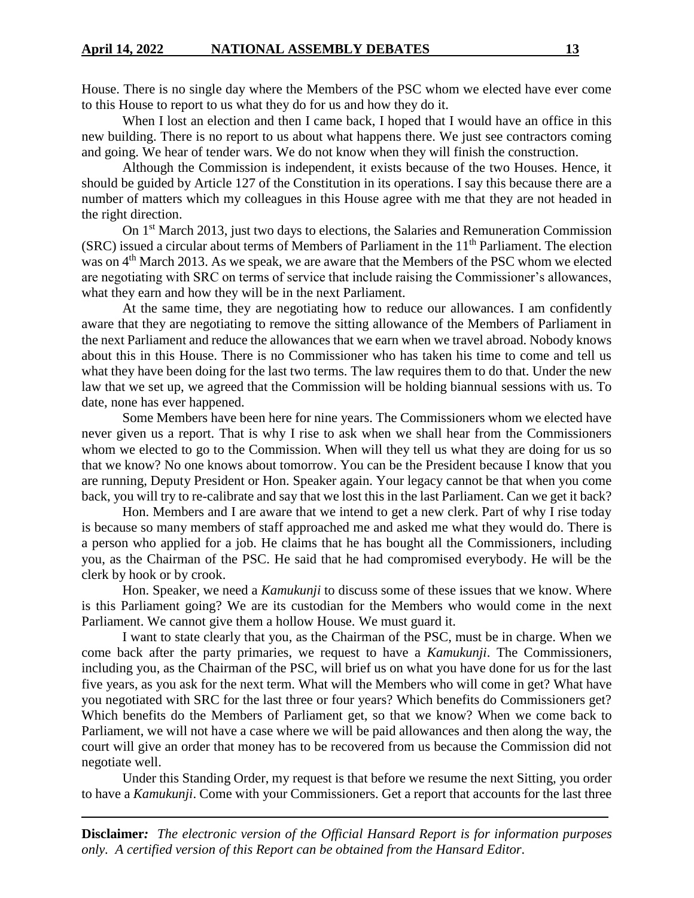House. There is no single day where the Members of the PSC whom we elected have ever come to this House to report to us what they do for us and how they do it.

When I lost an election and then I came back, I hoped that I would have an office in this new building. There is no report to us about what happens there. We just see contractors coming and going. We hear of tender wars. We do not know when they will finish the construction.

Although the Commission is independent, it exists because of the two Houses. Hence, it should be guided by Article 127 of the Constitution in its operations. I say this because there are a number of matters which my colleagues in this House agree with me that they are not headed in the right direction.

On 1st March 2013, just two days to elections, the Salaries and Remuneration Commission (SRC) issued a circular about terms of Members of Parliament in the 11th Parliament. The election was on 4th March 2013. As we speak, we are aware that the Members of the PSC whom we elected are negotiating with SRC on terms of service that include raising the Commissioner's allowances, what they earn and how they will be in the next Parliament.

At the same time, they are negotiating how to reduce our allowances. I am confidently aware that they are negotiating to remove the sitting allowance of the Members of Parliament in the next Parliament and reduce the allowances that we earn when we travel abroad. Nobody knows about this in this House. There is no Commissioner who has taken his time to come and tell us what they have been doing for the last two terms. The law requires them to do that. Under the new law that we set up, we agreed that the Commission will be holding biannual sessions with us. To date, none has ever happened.

Some Members have been here for nine years. The Commissioners whom we elected have never given us a report. That is why I rise to ask when we shall hear from the Commissioners whom we elected to go to the Commission. When will they tell us what they are doing for us so that we know? No one knows about tomorrow. You can be the President because I know that you are running, Deputy President or Hon. Speaker again. Your legacy cannot be that when you come back, you will try to re-calibrate and say that we lost this in the last Parliament. Can we get it back?

Hon. Members and I are aware that we intend to get a new clerk. Part of why I rise today is because so many members of staff approached me and asked me what they would do. There is a person who applied for a job. He claims that he has bought all the Commissioners, including you, as the Chairman of the PSC. He said that he had compromised everybody. He will be the clerk by hook or by crook.

Hon. Speaker, we need a *Kamukunji* to discuss some of these issues that we know. Where is this Parliament going? We are its custodian for the Members who would come in the next Parliament. We cannot give them a hollow House. We must guard it.

I want to state clearly that you, as the Chairman of the PSC, must be in charge. When we come back after the party primaries, we request to have a *Kamukunji*. The Commissioners, including you, as the Chairman of the PSC, will brief us on what you have done for us for the last five years, as you ask for the next term. What will the Members who will come in get? What have you negotiated with SRC for the last three or four years? Which benefits do Commissioners get? Which benefits do the Members of Parliament get, so that we know? When we come back to Parliament, we will not have a case where we will be paid allowances and then along the way, the court will give an order that money has to be recovered from us because the Commission did not negotiate well.

Under this Standing Order, my request is that before we resume the next Sitting, you order to have a *Kamukunji*. Come with your Commissioners. Get a report that accounts for the last three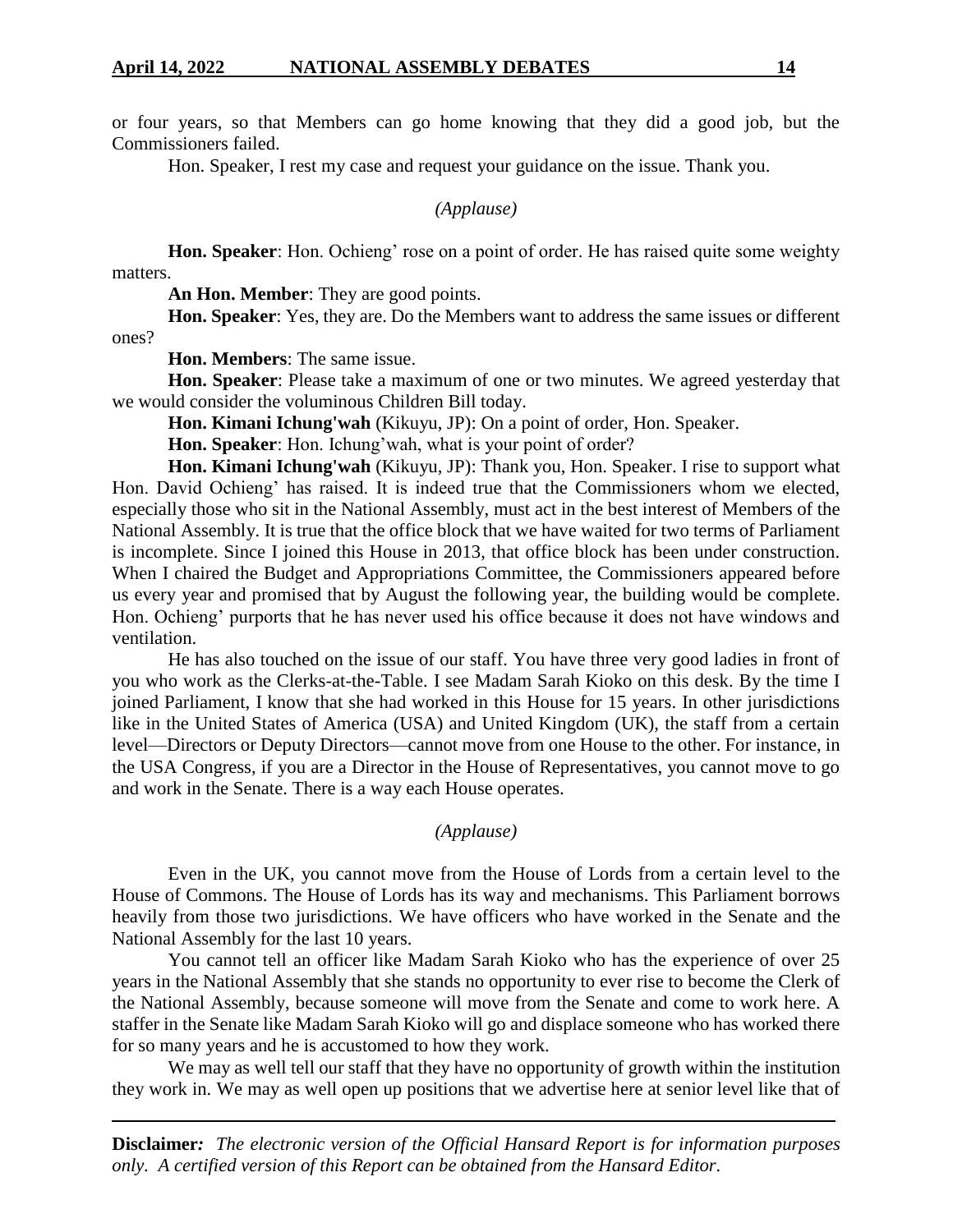or four years, so that Members can go home knowing that they did a good job, but the Commissioners failed.

Hon. Speaker, I rest my case and request your guidance on the issue. Thank you.

*(Applause)*

**Hon. Speaker**: Hon. Ochieng' rose on a point of order. He has raised quite some weighty matters.

**An Hon. Member**: They are good points.

**Hon. Speaker**: Yes, they are. Do the Members want to address the same issues or different ones?

**Hon. Members**: The same issue.

**Hon. Speaker**: Please take a maximum of one or two minutes. We agreed yesterday that we would consider the voluminous Children Bill today.

**Hon. Kimani Ichung'wah** (Kikuyu, JP): On a point of order, Hon. Speaker.

**Hon. Speaker**: Hon. Ichung'wah, what is your point of order?

**Hon. Kimani Ichung'wah** (Kikuyu, JP): Thank you, Hon. Speaker. I rise to support what Hon. David Ochieng' has raised. It is indeed true that the Commissioners whom we elected, especially those who sit in the National Assembly, must act in the best interest of Members of the National Assembly. It is true that the office block that we have waited for two terms of Parliament is incomplete. Since I joined this House in 2013, that office block has been under construction. When I chaired the Budget and Appropriations Committee, the Commissioners appeared before us every year and promised that by August the following year, the building would be complete. Hon. Ochieng' purports that he has never used his office because it does not have windows and ventilation.

He has also touched on the issue of our staff. You have three very good ladies in front of you who work as the Clerks-at-the-Table. I see Madam Sarah Kioko on this desk. By the time I joined Parliament, I know that she had worked in this House for 15 years. In other jurisdictions like in the United States of America (USA) and United Kingdom (UK), the staff from a certain level—Directors or Deputy Directors—cannot move from one House to the other. For instance, in the USA Congress, if you are a Director in the House of Representatives, you cannot move to go and work in the Senate. There is a way each House operates.

*(Applause)*

Even in the UK, you cannot move from the House of Lords from a certain level to the House of Commons. The House of Lords has its way and mechanisms. This Parliament borrows heavily from those two jurisdictions. We have officers who have worked in the Senate and the National Assembly for the last 10 years.

You cannot tell an officer like Madam Sarah Kioko who has the experience of over 25 years in the National Assembly that she stands no opportunity to ever rise to become the Clerk of the National Assembly, because someone will move from the Senate and come to work here. A staffer in the Senate like Madam Sarah Kioko will go and displace someone who has worked there for so many years and he is accustomed to how they work.

We may as well tell our staff that they have no opportunity of growth within the institution they work in. We may as well open up positions that we advertise here at senior level like that of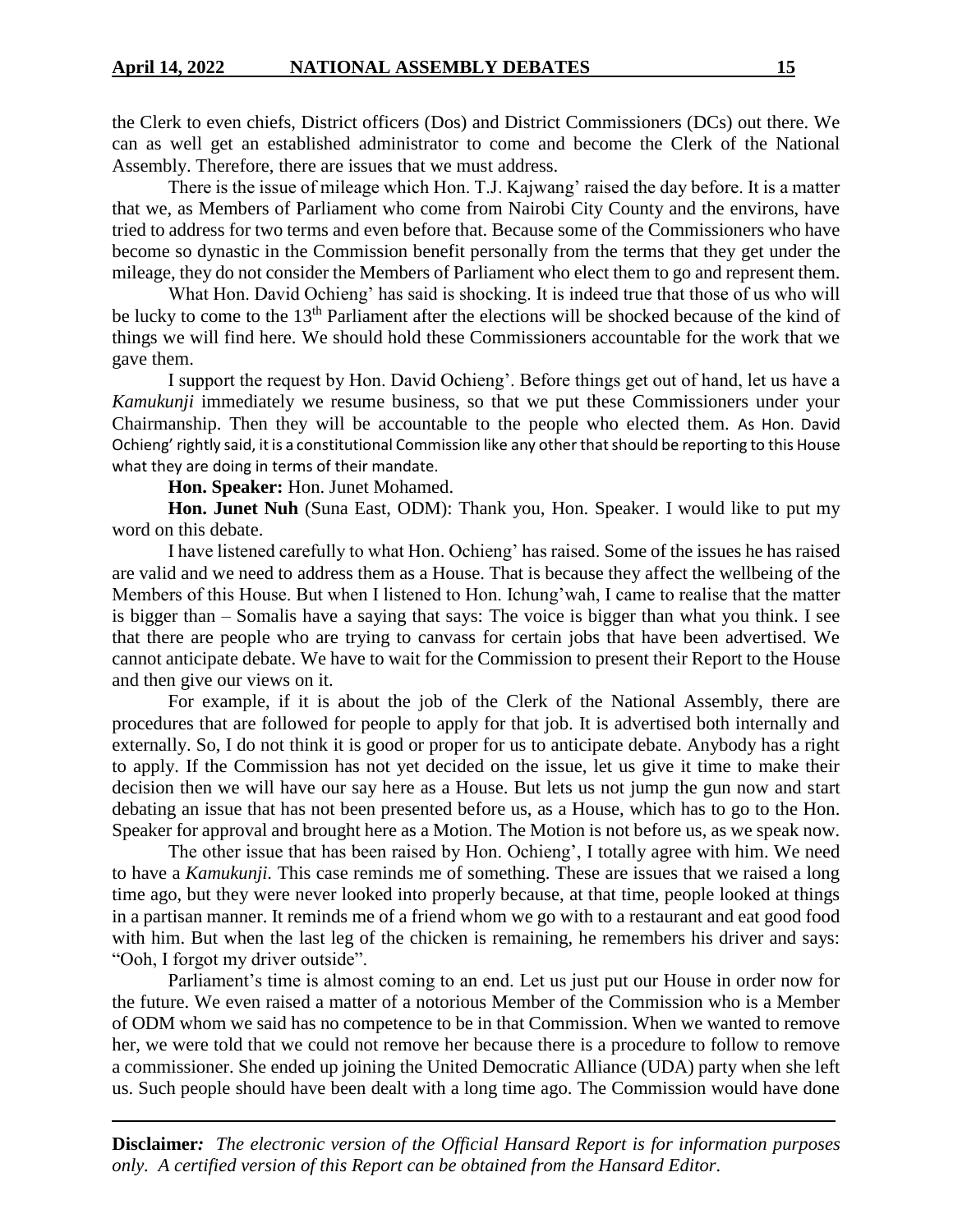the Clerk to even chiefs, District officers (Dos) and District Commissioners (DCs) out there. We can as well get an established administrator to come and become the Clerk of the National Assembly. Therefore, there are issues that we must address.

There is the issue of mileage which Hon. T.J. Kajwang' raised the day before. It is a matter that we, as Members of Parliament who come from Nairobi City County and the environs, have tried to address for two terms and even before that. Because some of the Commissioners who have become so dynastic in the Commission benefit personally from the terms that they get under the mileage, they do not consider the Members of Parliament who elect them to go and represent them.

What Hon. David Ochieng' has said is shocking. It is indeed true that those of us who will be lucky to come to the 13th Parliament after the elections will be shocked because of the kind of things we will find here. We should hold these Commissioners accountable for the work that we gave them.

I support the request by Hon. David Ochieng'. Before things get out of hand, let us have a *Kamukunji* immediately we resume business, so that we put these Commissioners under your Chairmanship. Then they will be accountable to the people who elected them. As Hon. David Ochieng' rightly said, it is a constitutional Commission like any other that should be reporting to this House what they are doing in terms of their mandate.

**Hon. Speaker:** Hon. Junet Mohamed.

**Hon. Junet Nuh** (Suna East, ODM): Thank you, Hon. Speaker. I would like to put my word on this debate.

I have listened carefully to what Hon. Ochieng' has raised. Some of the issues he has raised are valid and we need to address them as a House. That is because they affect the wellbeing of the Members of this House. But when I listened to Hon. Ichung'wah, I came to realise that the matter is bigger than – Somalis have a saying that says: The voice is bigger than what you think. I see that there are people who are trying to canvass for certain jobs that have been advertised. We cannot anticipate debate. We have to wait for the Commission to present their Report to the House and then give our views on it.

For example, if it is about the job of the Clerk of the National Assembly, there are procedures that are followed for people to apply for that job. It is advertised both internally and externally. So, I do not think it is good or proper for us to anticipate debate. Anybody has a right to apply. If the Commission has not yet decided on the issue, let us give it time to make their decision then we will have our say here as a House. But lets us not jump the gun now and start debating an issue that has not been presented before us, as a House, which has to go to the Hon. Speaker for approval and brought here as a Motion. The Motion is not before us, as we speak now.

The other issue that has been raised by Hon. Ochieng', I totally agree with him. We need to have a *Kamukunji.* This case reminds me of something. These are issues that we raised a long time ago, but they were never looked into properly because, at that time, people looked at things in a partisan manner. It reminds me of a friend whom we go with to a restaurant and eat good food with him. But when the last leg of the chicken is remaining, he remembers his driver and says: "Ooh, I forgot my driver outside".

Parliament's time is almost coming to an end. Let us just put our House in order now for the future. We even raised a matter of a notorious Member of the Commission who is a Member of ODM whom we said has no competence to be in that Commission. When we wanted to remove her, we were told that we could not remove her because there is a procedure to follow to remove a commissioner. She ended up joining the United Democratic Alliance (UDA) party when she left us. Such people should have been dealt with a long time ago. The Commission would have done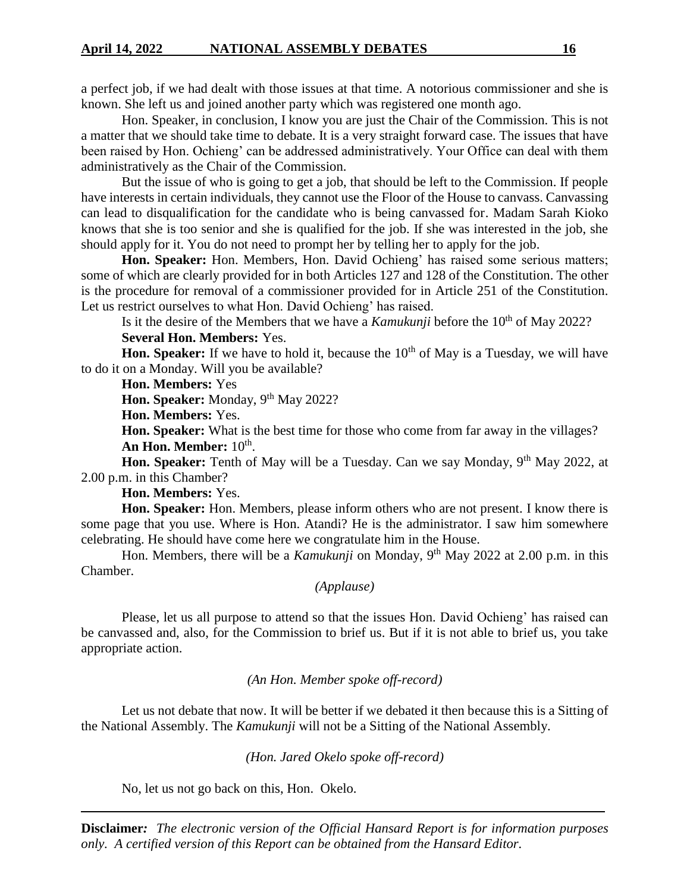a perfect job, if we had dealt with those issues at that time. A notorious commissioner and she is known. She left us and joined another party which was registered one month ago.

Hon. Speaker, in conclusion, I know you are just the Chair of the Commission. This is not a matter that we should take time to debate. It is a very straight forward case. The issues that have been raised by Hon. Ochieng' can be addressed administratively. Your Office can deal with them administratively as the Chair of the Commission.

But the issue of who is going to get a job, that should be left to the Commission. If people have interests in certain individuals, they cannot use the Floor of the House to canvass. Canvassing can lead to disqualification for the candidate who is being canvassed for. Madam Sarah Kioko knows that she is too senior and she is qualified for the job. If she was interested in the job, she should apply for it. You do not need to prompt her by telling her to apply for the job.

**Hon. Speaker:** Hon. Members, Hon. David Ochieng' has raised some serious matters; some of which are clearly provided for in both Articles 127 and 128 of the Constitution. The other is the procedure for removal of a commissioner provided for in Article 251 of the Constitution. Let us restrict ourselves to what Hon. David Ochieng' has raised.

Is it the desire of the Members that we have a *Kamukunji* before the 10th of May 2022?

**Several Hon. Members:** Yes.

**Hon. Speaker:** If we have to hold it, because the 10th of May is a Tuesday, we will have to do it on a Monday. Will you be available?

**Hon. Members:** Yes

**Hon. Speaker:** Monday, 9th May 2022?

**Hon. Members:** Yes.

**Hon. Speaker:** What is the best time for those who come from far away in the villages?

**An Hon. Member:** 10th.

**Hon. Speaker:** Tenth of May will be a Tuesday. Can we say Monday, 9th May 2022, at 2.00 p.m. in this Chamber?

**Hon. Members:** Yes.

**Hon. Speaker:** Hon. Members, please inform others who are not present. I know there is some page that you use. Where is Hon. Atandi? He is the administrator. I saw him somewhere celebrating. He should have come here we congratulate him in the House.

Hon. Members, there will be a *Kamukunji* on Monday, 9th May 2022 at 2.00 p.m. in this Chamber.

*(Applause)*

Please, let us all purpose to attend so that the issues Hon. David Ochieng' has raised can be canvassed and, also, for the Commission to brief us. But if it is not able to brief us, you take appropriate action.

*(An Hon. Member spoke off-record)*

Let us not debate that now. It will be better if we debated it then because this is a Sitting of the National Assembly. The *Kamukunji* will not be a Sitting of the National Assembly.

*(Hon. Jared Okelo spoke off-record)*

No, let us not go back on this, Hon. Okelo.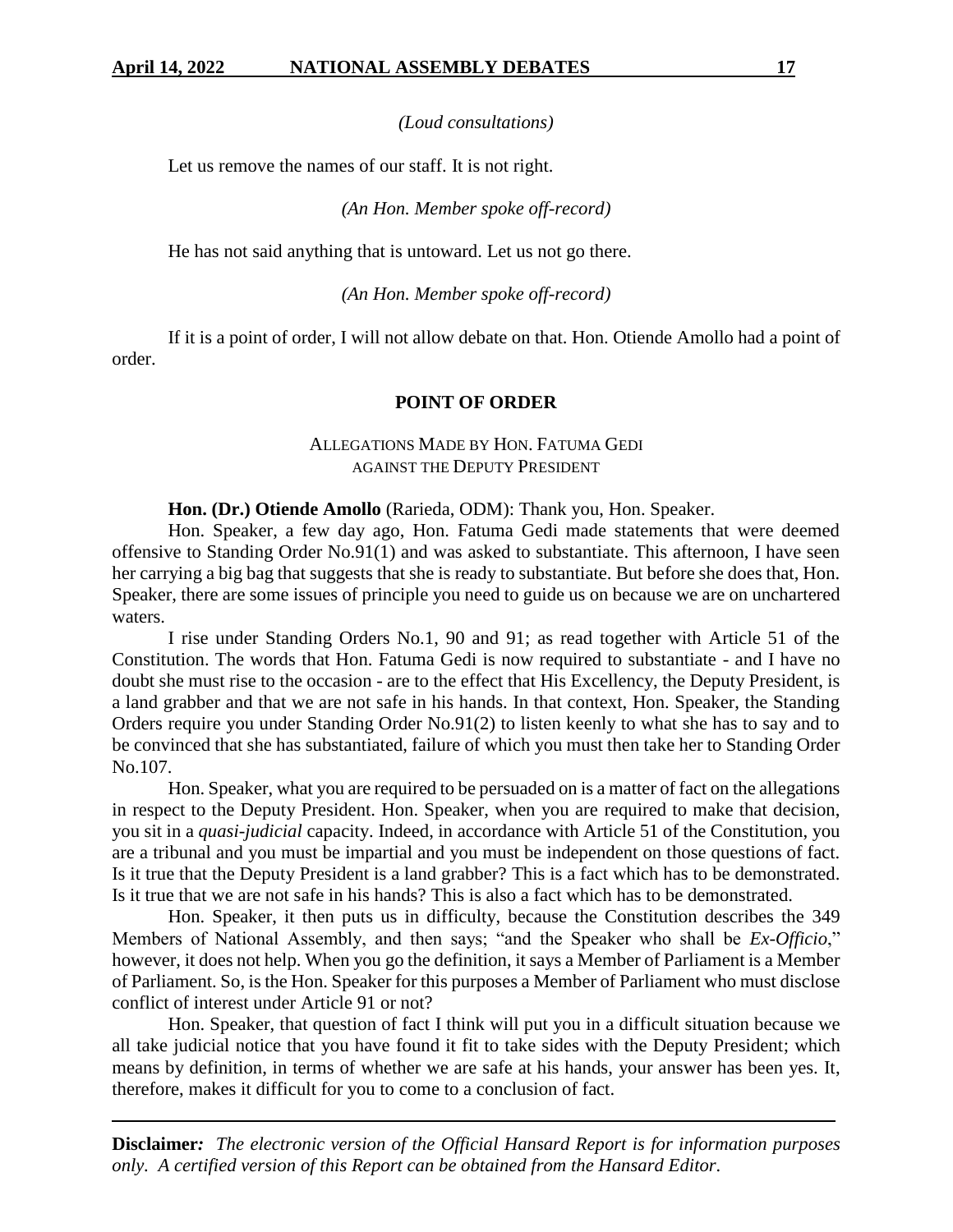*(Loud consultations)*

Let us remove the names of our staff. It is not right.

*(An Hon. Member spoke off-record)*

He has not said anything that is untoward. Let us not go there.

*(An Hon. Member spoke off-record)*

If it is a point of order, I will not allow debate on that. Hon. Otiende Amollo had a point of order.

## POINT OF ORDER

### ALLEGATIONS MADE BY HON. FATUMA GEDI AGAINST THE DEPUTY PRESIDENT

**Hon. (Dr.) Otiende Amollo** (Rarieda, ODM): Thank you, Hon. Speaker.

Hon. Speaker, a few day ago, Hon. Fatuma Gedi made statements that were deemed offensive to Standing Order No.91(1) and was asked to substantiate. This afternoon, I have seen her carrying a big bag that suggests that she is ready to substantiate. But before she does that, Hon. Speaker, there are some issues of principle you need to guide us on because we are on unchartered waters.

I rise under Standing Orders No.1, 90 and 91; as read together with Article 51 of the Constitution. The words that Hon. Fatuma Gedi is now required to substantiate - and I have no doubt she must rise to the occasion - are to the effect that His Excellency, the Deputy President, is a land grabber and that we are not safe in his hands. In that context, Hon. Speaker, the Standing Orders require you under Standing Order No.91(2) to listen keenly to what she has to say and to be convinced that she has substantiated, failure of which you must then take her to Standing Order No.107.

Hon. Speaker, what you are required to be persuaded on is a matter of fact on the allegations in respect to the Deputy President. Hon. Speaker, when you are required to make that decision, you sit in a *quasi-judicial* capacity. Indeed, in accordance with Article 51 of the Constitution, you are a tribunal and you must be impartial and you must be independent on those questions of fact. Is it true that the Deputy President is a land grabber? This is a fact which has to be demonstrated. Is it true that we are not safe in his hands? This is also a fact which has to be demonstrated.

Hon. Speaker, it then puts us in difficulty, because the Constitution describes the 349 Members of National Assembly, and then says; "and the Speaker who shall be *Ex-Officio*," however, it does not help. When you go the definition, it says a Member of Parliament is a Member of Parliament. So, is the Hon. Speaker for this purposes a Member of Parliament who must disclose conflict of interest under Article 91 or not?

Hon. Speaker, that question of fact I think will put you in a difficult situation because we all take judicial notice that you have found it fit to take sides with the Deputy President; which means by definition, in terms of whether we are safe at his hands, your answer has been yes. It, therefore, makes it difficult for you to come to a conclusion of fact.

**Disclaimer***:* *The electronic version of the Official Hansard Report is for information purposes only. A certified version of this Report can be obtained from the Hansard Editor.*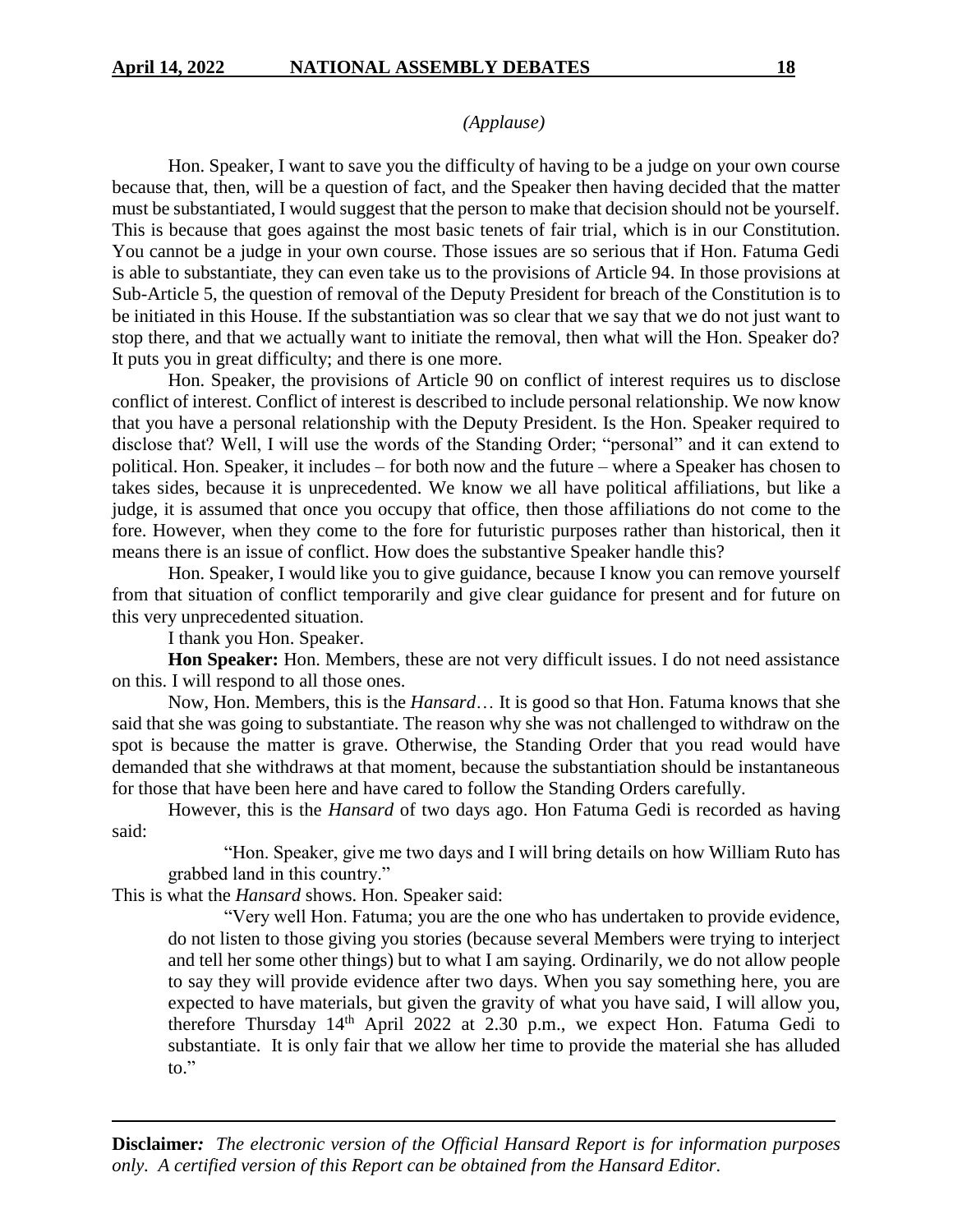*(Applause)*

Hon. Speaker, I want to save you the difficulty of having to be a judge on your own course because that, then, will be a question of fact, and the Speaker then having decided that the matter must be substantiated, I would suggest that the person to make that decision should not be yourself. This is because that goes against the most basic tenets of fair trial, which is in our Constitution. You cannot be a judge in your own course. Those issues are so serious that if Hon. Fatuma Gedi is able to substantiate, they can even take us to the provisions of Article 94. In those provisions at Sub-Article 5, the question of removal of the Deputy President for breach of the Constitution is to be initiated in this House. If the substantiation was so clear that we say that we do not just want to stop there, and that we actually want to initiate the removal, then what will the Hon. Speaker do? It puts you in great difficulty; and there is one more.

Hon. Speaker, the provisions of Article 90 on conflict of interest requires us to disclose conflict of interest. Conflict of interest is described to include personal relationship. We now know that you have a personal relationship with the Deputy President. Is the Hon. Speaker required to disclose that? Well, I will use the words of the Standing Order; "personal" and it can extend to political. Hon. Speaker, it includes – for both now and the future – where a Speaker has chosen to takes sides, because it is unprecedented. We know we all have political affiliations, but like a judge, it is assumed that once you occupy that office, then those affiliations do not come to the fore. However, when they come to the fore for futuristic purposes rather than historical, then it means there is an issue of conflict. How does the substantive Speaker handle this?

Hon. Speaker, I would like you to give guidance, because I know you can remove yourself from that situation of conflict temporarily and give clear guidance for present and for future on this very unprecedented situation.

I thank you Hon. Speaker.

**Hon Speaker:** Hon. Members, these are not very difficult issues. I do not need assistance on this. I will respond to all those ones.

Now, Hon. Members, this is the *Hansard*… It is good so that Hon. Fatuma knows that she said that she was going to substantiate. The reason why she was not challenged to withdraw on the spot is because the matter is grave. Otherwise, the Standing Order that you read would have demanded that she withdraws at that moment, because the substantiation should be instantaneous for those that have been here and have cared to follow the Standing Orders carefully.

However, this is the *Hansard* of two days ago. Hon Fatuma Gedi is recorded as having said:

> "Hon. Speaker, give me two days and I will bring details on how William Ruto has grabbed land in this country."

This is what the *Hansard* shows. Hon. Speaker said:

> "Very well Hon. Fatuma; you are the one who has undertaken to provide evidence, do not listen to those giving you stories (because several Members were trying to interject and tell her some other things) but to what I am saying. Ordinarily, we do not allow people to say they will provide evidence after two days. When you say something here, you are expected to have materials, but given the gravity of what you have said, I will allow you, therefore Thursday 14th April 2022 at 2.30 p.m., we expect Hon. Fatuma Gedi to substantiate. It is only fair that we allow her time to provide the material she has alluded to."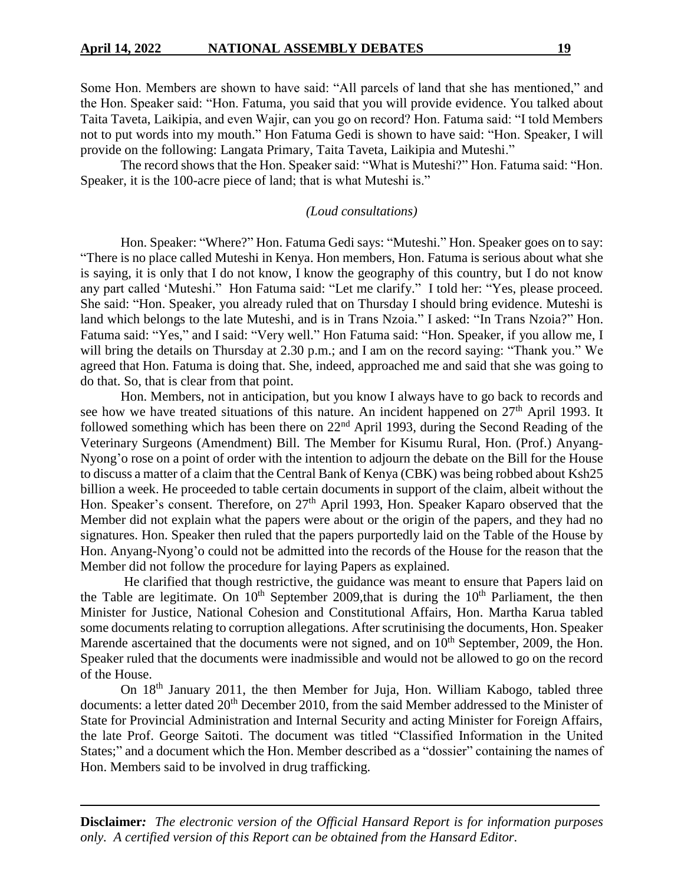Some Hon. Members are shown to have said: "All parcels of land that she has mentioned," and the Hon. Speaker said: "Hon. Fatuma, you said that you will provide evidence. You talked about Taita Taveta, Laikipia, and even Wajir, can you go on record? Hon. Fatuma said: "I told Members not to put words into my mouth." Hon Fatuma Gedi is shown to have said: "Hon. Speaker, I will provide on the following: Langata Primary, Taita Taveta, Laikipia and Muteshi."

The record shows that the Hon. Speaker said: "What is Muteshi?" Hon. Fatuma said: "Hon. Speaker, it is the 100-acre piece of land; that is what Muteshi is."

*(Loud consultations)*

Hon. Speaker: "Where?" Hon. Fatuma Gedi says: "Muteshi." Hon. Speaker goes on to say: "There is no place called Muteshi in Kenya. Hon members, Hon. Fatuma is serious about what she is saying, it is only that I do not know, I know the geography of this country, but I do not know any part called 'Muteshi." Hon Fatuma said: "Let me clarify." I told her: "Yes, please proceed. She said: "Hon. Speaker, you already ruled that on Thursday I should bring evidence. Muteshi is land which belongs to the late Muteshi, and is in Trans Nzoia." I asked: "In Trans Nzoia?" Hon. Fatuma said: "Yes," and I said: "Very well." Hon Fatuma said: "Hon. Speaker, if you allow me, I will bring the details on Thursday at 2.30 p.m.; and I am on the record saying: "Thank you." We agreed that Hon. Fatuma is doing that. She, indeed, approached me and said that she was going to do that. So, that is clear from that point.

Hon. Members, not in anticipation, but you know I always have to go back to records and see how we have treated situations of this nature. An incident happened on 27th April 1993. It followed something which has been there on 22nd April 1993, during the Second Reading of the Veterinary Surgeons (Amendment) Bill. The Member for Kisumu Rural, Hon. (Prof.) Anyang-Nyong'o rose on a point of order with the intention to adjourn the debate on the Bill for the House to discuss a matter of a claim that the Central Bank of Kenya (CBK) was being robbed about Ksh25 billion a week. He proceeded to table certain documents in support of the claim, albeit without the Hon. Speaker's consent. Therefore, on 27th April 1993, Hon. Speaker Kaparo observed that the Member did not explain what the papers were about or the origin of the papers, and they had no signatures. Hon. Speaker then ruled that the papers purportedly laid on the Table of the House by Hon. Anyang-Nyong'o could not be admitted into the records of the House for the reason that the Member did not follow the procedure for laying Papers as explained.

He clarified that though restrictive, the guidance was meant to ensure that Papers laid on the Table are legitimate. On 10th September 2009,that is during the 10th Parliament, the then Minister for Justice, National Cohesion and Constitutional Affairs, Hon. Martha Karua tabled some documents relating to corruption allegations. After scrutinising the documents, Hon. Speaker Marende ascertained that the documents were not signed, and on 10th September, 2009, the Hon. Speaker ruled that the documents were inadmissible and would not be allowed to go on the record of the House.

On 18th January 2011, the then Member for Juja, Hon. William Kabogo, tabled three documents: a letter dated 20th December 2010, from the said Member addressed to the Minister of State for Provincial Administration and Internal Security and acting Minister for Foreign Affairs, the late Prof. George Saitoti. The document was titled "Classified Information in the United States;" and a document which the Hon. Member described as a "dossier" containing the names of Hon. Members said to be involved in drug trafficking.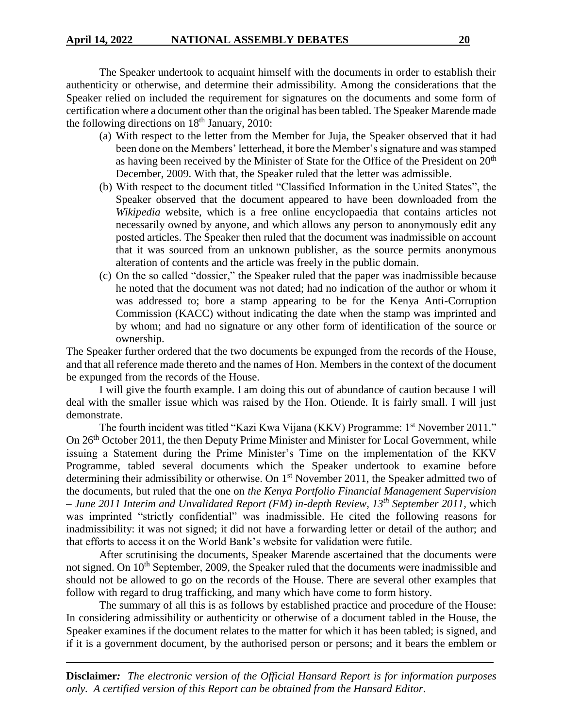The Speaker undertook to acquaint himself with the documents in order to establish their authenticity or otherwise, and determine their admissibility. Among the considerations that the Speaker relied on included the requirement for signatures on the documents and some form of certification where a document other than the original has been tabled. The Speaker Marende made the following directions on 18th January, 2010:

(a) With respect to the letter from the Member for Juja, the Speaker observed that it had been done on the Members' letterhead, it bore the Member's signature and was stamped as having been received by the Minister of State for the Office of the President on 20th December, 2009. With that, the Speaker ruled that the letter was admissible.

(b) With respect to the document titled "Classified Information in the United States", the Speaker observed that the document appeared to have been downloaded from the *Wikipedia* website, which is a free online encyclopaedia that contains articles not necessarily owned by anyone, and which allows any person to anonymously edit any posted articles. The Speaker then ruled that the document was inadmissible on account that it was sourced from an unknown publisher, as the source permits anonymous alteration of contents and the article was freely in the public domain.

(c) On the so called "dossier," the Speaker ruled that the paper was inadmissible because he noted that the document was not dated; had no indication of the author or whom it was addressed to; bore a stamp appearing to be for the Kenya Anti-Corruption Commission (KACC) without indicating the date when the stamp was imprinted and by whom; and had no signature or any other form of identification of the source or ownership.

The Speaker further ordered that the two documents be expunged from the records of the House, and that all reference made thereto and the names of Hon. Members in the context of the document be expunged from the records of the House.

I will give the fourth example. I am doing this out of abundance of caution because I will deal with the smaller issue which was raised by the Hon. Otiende. It is fairly small. I will just demonstrate.

The fourth incident was titled "Kazi Kwa Vijana (KKV) Programme: 1st November 2011." On 26th October 2011, the then Deputy Prime Minister and Minister for Local Government, while issuing a Statement during the Prime Minister's Time on the implementation of the KKV Programme, tabled several documents which the Speaker undertook to examine before determining their admissibility or otherwise. On 1st November 2011, the Speaker admitted two of the documents, but ruled that the one on *the Kenya Portfolio Financial Management Supervision – June 2011 Interim and Unvalidated Report (FM) in-depth Review, 13th September 2011,* which was imprinted "strictly confidential" was inadmissible. He cited the following reasons for inadmissibility: it was not signed; it did not have a forwarding letter or detail of the author; and that efforts to access it on the World Bank's website for validation were futile.

After scrutinising the documents, Speaker Marende ascertained that the documents were not signed. On 10th September, 2009, the Speaker ruled that the documents were inadmissible and should not be allowed to go on the records of the House. There are several other examples that follow with regard to drug trafficking, and many which have come to form history.

The summary of all this is as follows by established practice and procedure of the House: In considering admissibility or authenticity or otherwise of a document tabled in the House, the Speaker examines if the document relates to the matter for which it has been tabled; is signed, and if it is a government document, by the authorised person or persons; and it bears the emblem or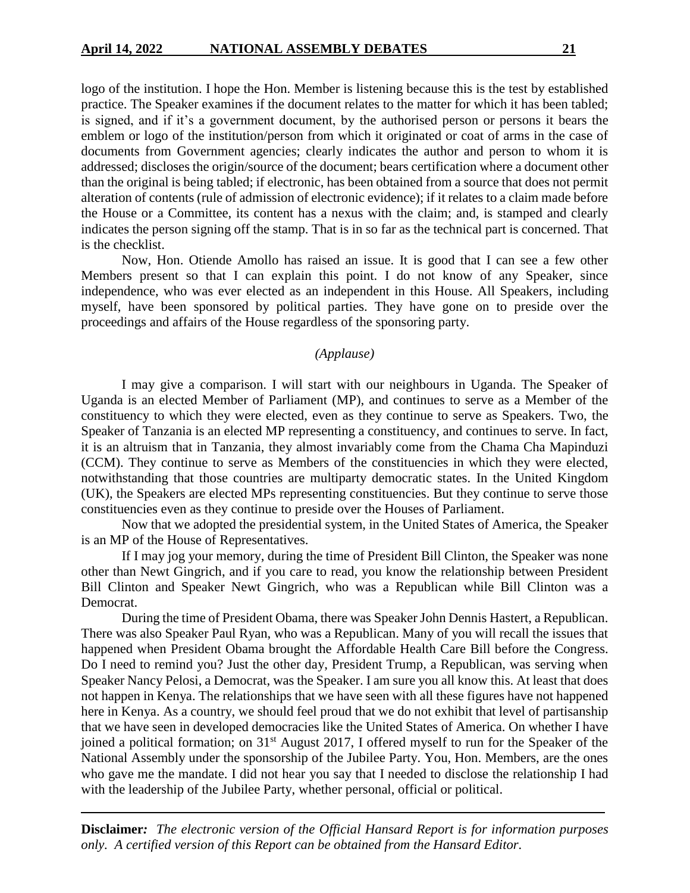logo of the institution. I hope the Hon. Member is listening because this is the test by established practice. The Speaker examines if the document relates to the matter for which it has been tabled; is signed, and if it's a government document, by the authorised person or persons it bears the emblem or logo of the institution/person from which it originated or coat of arms in the case of documents from Government agencies; clearly indicates the author and person to whom it is addressed; discloses the origin/source of the document; bears certification where a document other than the original is being tabled; if electronic, has been obtained from a source that does not permit alteration of contents (rule of admission of electronic evidence); if it relates to a claim made before the House or a Committee, its content has a nexus with the claim; and, is stamped and clearly indicates the person signing off the stamp. That is in so far as the technical part is concerned. That is the checklist.

Now, Hon. Otiende Amollo has raised an issue. It is good that I can see a few other Members present so that I can explain this point. I do not know of any Speaker, since independence, who was ever elected as an independent in this House. All Speakers, including myself, have been sponsored by political parties. They have gone on to preside over the proceedings and affairs of the House regardless of the sponsoring party.

*(Applause)*

I may give a comparison. I will start with our neighbours in Uganda. The Speaker of Uganda is an elected Member of Parliament (MP), and continues to serve as a Member of the constituency to which they were elected, even as they continue to serve as Speakers. Two, the Speaker of Tanzania is an elected MP representing a constituency, and continues to serve. In fact, it is an altruism that in Tanzania, they almost invariably come from the Chama Cha Mapinduzi (CCM). They continue to serve as Members of the constituencies in which they were elected, notwithstanding that those countries are multiparty democratic states. In the United Kingdom (UK), the Speakers are elected MPs representing constituencies. But they continue to serve those constituencies even as they continue to preside over the Houses of Parliament.

Now that we adopted the presidential system, in the United States of America, the Speaker is an MP of the House of Representatives.

If I may jog your memory, during the time of President Bill Clinton, the Speaker was none other than Newt Gingrich, and if you care to read, you know the relationship between President Bill Clinton and Speaker Newt Gingrich, who was a Republican while Bill Clinton was a Democrat.

During the time of President Obama, there was Speaker John Dennis Hastert, a Republican. There was also Speaker Paul Ryan, who was a Republican. Many of you will recall the issues that happened when President Obama brought the Affordable Health Care Bill before the Congress. Do I need to remind you? Just the other day, President Trump, a Republican, was serving when Speaker Nancy Pelosi, a Democrat, was the Speaker. I am sure you all know this. At least that does not happen in Kenya. The relationships that we have seen with all these figures have not happened here in Kenya. As a country, we should feel proud that we do not exhibit that level of partisanship that we have seen in developed democracies like the United States of America. On whether I have joined a political formation; on 31st August 2017, I offered myself to run for the Speaker of the National Assembly under the sponsorship of the Jubilee Party. You, Hon. Members, are the ones who gave me the mandate. I did not hear you say that I needed to disclose the relationship I had with the leadership of the Jubilee Party, whether personal, official or political.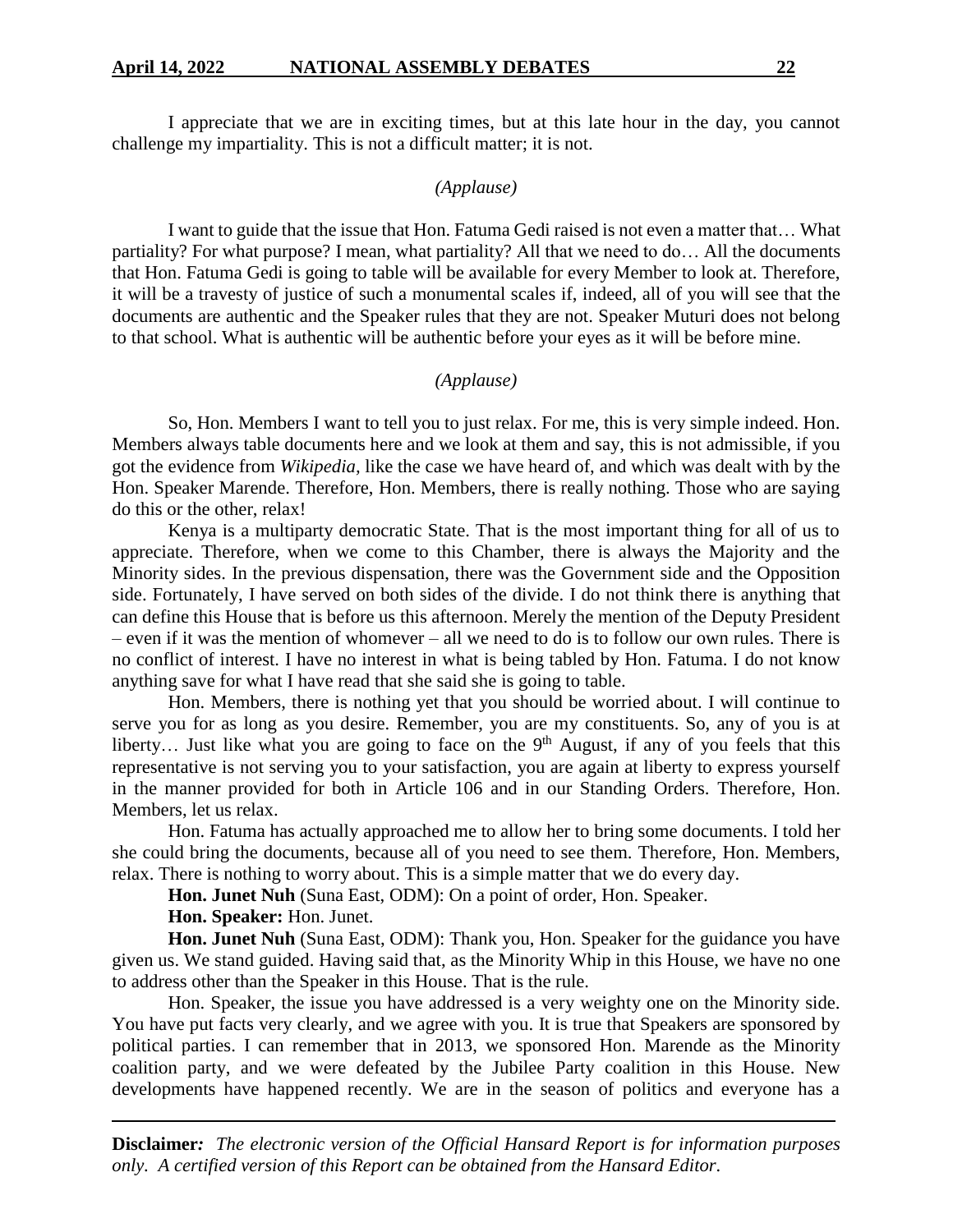I appreciate that we are in exciting times, but at this late hour in the day, you cannot challenge my impartiality. This is not a difficult matter; it is not.

*(Applause)*

I want to guide that the issue that Hon. Fatuma Gedi raised is not even a matter that… What partiality? For what purpose? I mean, what partiality? All that we need to do… All the documents that Hon. Fatuma Gedi is going to table will be available for every Member to look at. Therefore, it will be a travesty of justice of such a monumental scales if, indeed, all of you will see that the documents are authentic and the Speaker rules that they are not. Speaker Muturi does not belong to that school. What is authentic will be authentic before your eyes as it will be before mine.

*(Applause)*

So, Hon. Members I want to tell you to just relax. For me, this is very simple indeed. Hon. Members always table documents here and we look at them and say, this is not admissible, if you got the evidence from *Wikipedia,* like the case we have heard of, and which was dealt with by the Hon. Speaker Marende. Therefore, Hon. Members, there is really nothing. Those who are saying do this or the other, relax!

Kenya is a multiparty democratic State. That is the most important thing for all of us to appreciate. Therefore, when we come to this Chamber, there is always the Majority and the Minority sides. In the previous dispensation, there was the Government side and the Opposition side. Fortunately, I have served on both sides of the divide. I do not think there is anything that can define this House that is before us this afternoon. Merely the mention of the Deputy President – even if it was the mention of whomever – all we need to do is to follow our own rules. There is no conflict of interest. I have no interest in what is being tabled by Hon. Fatuma. I do not know anything save for what I have read that she said she is going to table.

Hon. Members, there is nothing yet that you should be worried about. I will continue to serve you for as long as you desire. Remember, you are my constituents. So, any of you is at liberty… Just like what you are going to face on the 9th August, if any of you feels that this representative is not serving you to your satisfaction, you are again at liberty to express yourself in the manner provided for both in Article 106 and in our Standing Orders. Therefore, Hon. Members, let us relax.

Hon. Fatuma has actually approached me to allow her to bring some documents. I told her she could bring the documents, because all of you need to see them. Therefore, Hon. Members, relax. There is nothing to worry about. This is a simple matter that we do every day.

**Hon. Junet Nuh** (Suna East, ODM): On a point of order, Hon. Speaker.

**Hon. Speaker:** Hon. Junet.

**Hon. Junet Nuh** (Suna East, ODM): Thank you, Hon. Speaker for the guidance you have given us. We stand guided. Having said that, as the Minority Whip in this House, we have no one to address other than the Speaker in this House. That is the rule.

Hon. Speaker, the issue you have addressed is a very weighty one on the Minority side. You have put facts very clearly, and we agree with you. It is true that Speakers are sponsored by political parties. I can remember that in 2013, we sponsored Hon. Marende as the Minority coalition party, and we were defeated by the Jubilee Party coalition in this House. New developments have happened recently. We are in the season of politics and everyone has a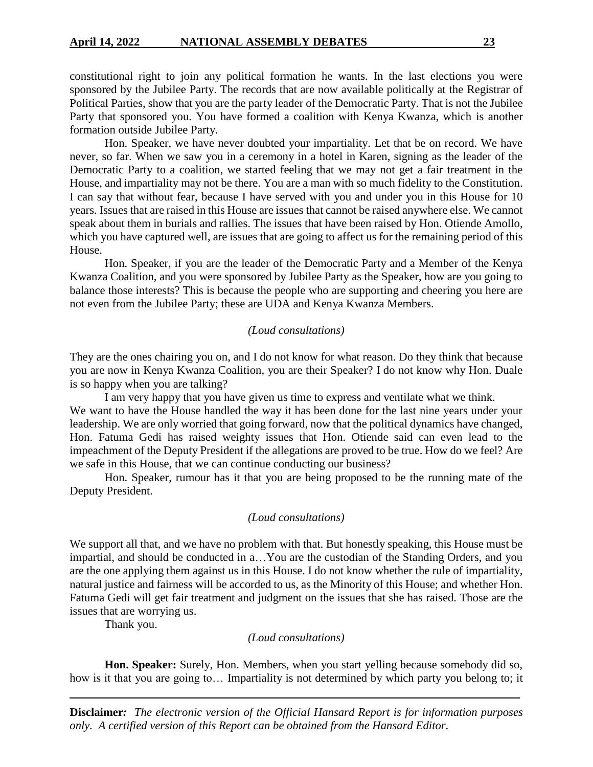constitutional right to join any political formation he wants. In the last elections you were sponsored by the Jubilee Party. The records that are now available politically at the Registrar of Political Parties, show that you are the party leader of the Democratic Party. That is not the Jubilee Party that sponsored you. You have formed a coalition with Kenya Kwanza, which is another formation outside Jubilee Party.

Hon. Speaker, we have never doubted your impartiality. Let that be on record. We have never, so far. When we saw you in a ceremony in a hotel in Karen, signing as the leader of the Democratic Party to a coalition, we started feeling that we may not get a fair treatment in the House, and impartiality may not be there. You are a man with so much fidelity to the Constitution. I can say that without fear, because I have served with you and under you in this House for 10 years. Issues that are raised in this House are issues that cannot be raised anywhere else. We cannot speak about them in burials and rallies. The issues that have been raised by Hon. Otiende Amollo, which you have captured well, are issues that are going to affect us for the remaining period of this House.

Hon. Speaker, if you are the leader of the Democratic Party and a Member of the Kenya Kwanza Coalition, and you were sponsored by Jubilee Party as the Speaker, how are you going to balance those interests? This is because the people who are supporting and cheering you here are not even from the Jubilee Party; these are UDA and Kenya Kwanza Members.

*(Loud consultations)*

They are the ones chairing you on, and I do not know for what reason. Do they think that because you are now in Kenya Kwanza Coalition, you are their Speaker? I do not know why Hon. Duale is so happy when you are talking?

I am very happy that you have given us time to express and ventilate what we think. We want to have the House handled the way it has been done for the last nine years under your leadership. We are only worried that going forward, now that the political dynamics have changed, Hon. Fatuma Gedi has raised weighty issues that Hon. Otiende said can even lead to the impeachment of the Deputy President if the allegations are proved to be true. How do we feel? Are we safe in this House, that we can continue conducting our business?

Hon. Speaker, rumour has it that you are being proposed to be the running mate of the Deputy President.

*(Loud consultations)*

We support all that, and we have no problem with that. But honestly speaking, this House must be impartial, and should be conducted in a…You are the custodian of the Standing Orders, and you are the one applying them against us in this House. I do not know whether the rule of impartiality, natural justice and fairness will be accorded to us, as the Minority of this House; and whether Hon. Fatuma Gedi will get fair treatment and judgment on the issues that she has raised. Those are the issues that are worrying us.

Thank you.

*(Loud consultations)*

**Hon. Speaker:** Surely, Hon. Members, when you start yelling because somebody did so, how is it that you are going to… Impartiality is not determined by which party you belong to; it

**Disclaimer***:* *The electronic version of the Official Hansard Report is for information purposes only. A certified version of this Report can be obtained from the Hansard Editor.*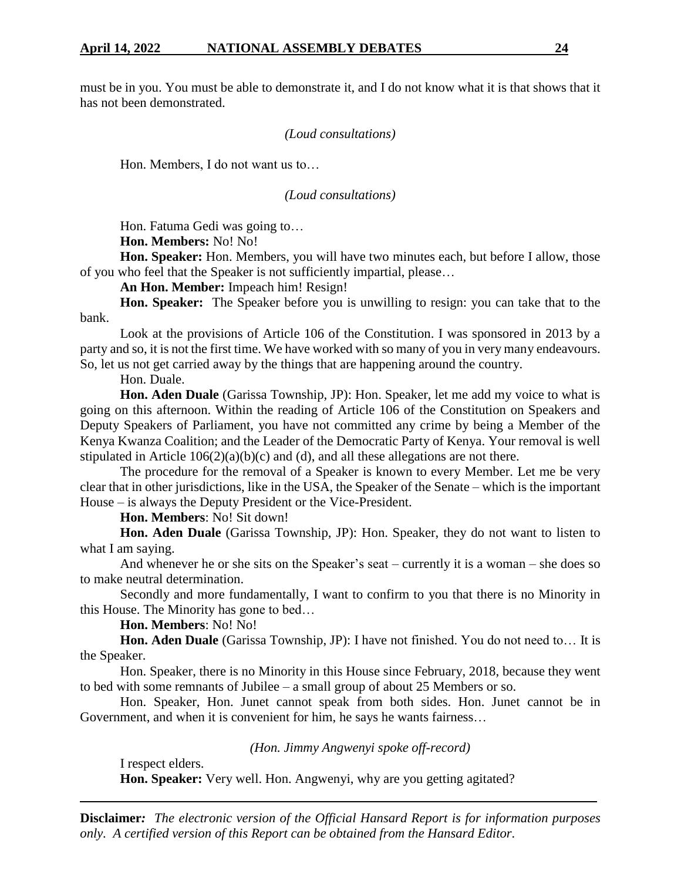must be in you. You must be able to demonstrate it, and I do not know what it is that shows that it has not been demonstrated.

*(Loud consultations)*

Hon. Members, I do not want us to…

*(Loud consultations)*

Hon. Fatuma Gedi was going to…

**Hon. Members:** No! No!

**Hon. Speaker:** Hon. Members, you will have two minutes each, but before I allow, those of you who feel that the Speaker is not sufficiently impartial, please…

**An Hon. Member:** Impeach him! Resign!

**Hon. Speaker:** The Speaker before you is unwilling to resign: you can take that to the bank.

Look at the provisions of Article 106 of the Constitution. I was sponsored in 2013 by a party and so, it is not the first time. We have worked with so many of you in very many endeavours. So, let us not get carried away by the things that are happening around the country.

Hon. Duale.

**Hon. Aden Duale** (Garissa Township, JP): Hon. Speaker, let me add my voice to what is going on this afternoon. Within the reading of Article 106 of the Constitution on Speakers and Deputy Speakers of Parliament, you have not committed any crime by being a Member of the Kenya Kwanza Coalition; and the Leader of the Democratic Party of Kenya. Your removal is well stipulated in Article 106(2)(a)(b)(c) and (d), and all these allegations are not there.

The procedure for the removal of a Speaker is known to every Member. Let me be very clear that in other jurisdictions, like in the USA, the Speaker of the Senate – which is the important House – is always the Deputy President or the Vice-President.

**Hon. Members**: No! Sit down!

**Hon. Aden Duale** (Garissa Township, JP): Hon. Speaker, they do not want to listen to what I am saying.

And whenever he or she sits on the Speaker's seat – currently it is a woman – she does so to make neutral determination.

Secondly and more fundamentally, I want to confirm to you that there is no Minority in this House. The Minority has gone to bed…

**Hon. Members**: No! No!

**Hon. Aden Duale** (Garissa Township, JP): I have not finished. You do not need to… It is the Speaker.

Hon. Speaker, there is no Minority in this House since February, 2018, because they went to bed with some remnants of Jubilee – a small group of about 25 Members or so.

Hon. Speaker, Hon. Junet cannot speak from both sides. Hon. Junet cannot be in Government, and when it is convenient for him, he says he wants fairness…

*(Hon. Jimmy Angwenyi spoke off-record)*

I respect elders.

**Hon. Speaker:** Very well. Hon. Angwenyi, why are you getting agitated?

**Disclaimer***:* *The electronic version of the Official Hansard Report is for information purposes only. A certified version of this Report can be obtained from the Hansard Editor.*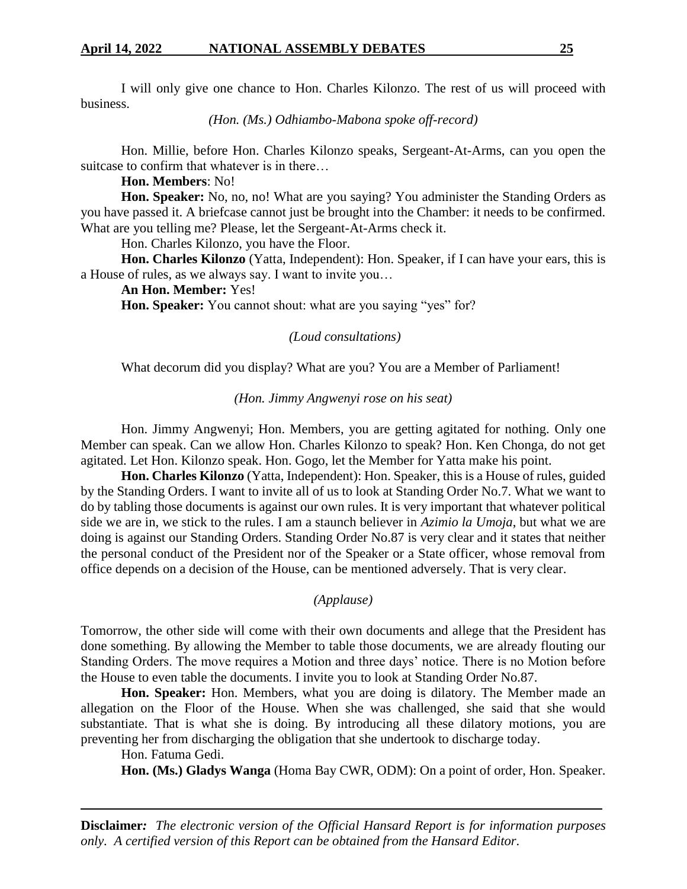I will only give one chance to Hon. Charles Kilonzo. The rest of us will proceed with business.

*(Hon. (Ms.) Odhiambo-Mabona spoke off-record)*

Hon. Millie, before Hon. Charles Kilonzo speaks, Sergeant-At-Arms, can you open the suitcase to confirm that whatever is in there…

**Hon. Members**: No!

**Hon. Speaker:** No, no, no! What are you saying? You administer the Standing Orders as you have passed it. A briefcase cannot just be brought into the Chamber: it needs to be confirmed. What are you telling me? Please, let the Sergeant-At-Arms check it.

Hon. Charles Kilonzo, you have the Floor.

**Hon. Charles Kilonzo** (Yatta, Independent): Hon. Speaker, if I can have your ears, this is a House of rules, as we always say. I want to invite you…

**An Hon. Member:** Yes!

**Hon. Speaker:** You cannot shout: what are you saying "yes" for?

*(Loud consultations)*

What decorum did you display? What are you? You are a Member of Parliament!

*(Hon. Jimmy Angwenyi rose on his seat)*

Hon. Jimmy Angwenyi; Hon. Members, you are getting agitated for nothing. Only one Member can speak. Can we allow Hon. Charles Kilonzo to speak? Hon. Ken Chonga, do not get agitated. Let Hon. Kilonzo speak. Hon. Gogo, let the Member for Yatta make his point.

**Hon. Charles Kilonzo** (Yatta, Independent): Hon. Speaker, this is a House of rules, guided by the Standing Orders. I want to invite all of us to look at Standing Order No.7. What we want to do by tabling those documents is against our own rules. It is very important that whatever political side we are in, we stick to the rules. I am a staunch believer in *Azimio la Umoja*, but what we are doing is against our Standing Orders. Standing Order No.87 is very clear and it states that neither the personal conduct of the President nor of the Speaker or a State officer, whose removal from office depends on a decision of the House, can be mentioned adversely. That is very clear.

*(Applause)*

Tomorrow, the other side will come with their own documents and allege that the President has done something. By allowing the Member to table those documents, we are already flouting our Standing Orders. The move requires a Motion and three days' notice. There is no Motion before the House to even table the documents. I invite you to look at Standing Order No.87.

**Hon. Speaker:** Hon. Members, what you are doing is dilatory. The Member made an allegation on the Floor of the House. When she was challenged, she said that she would substantiate. That is what she is doing. By introducing all these dilatory motions, you are preventing her from discharging the obligation that she undertook to discharge today.

Hon. Fatuma Gedi.

**Hon. (Ms.) Gladys Wanga** (Homa Bay CWR, ODM): On a point of order, Hon. Speaker.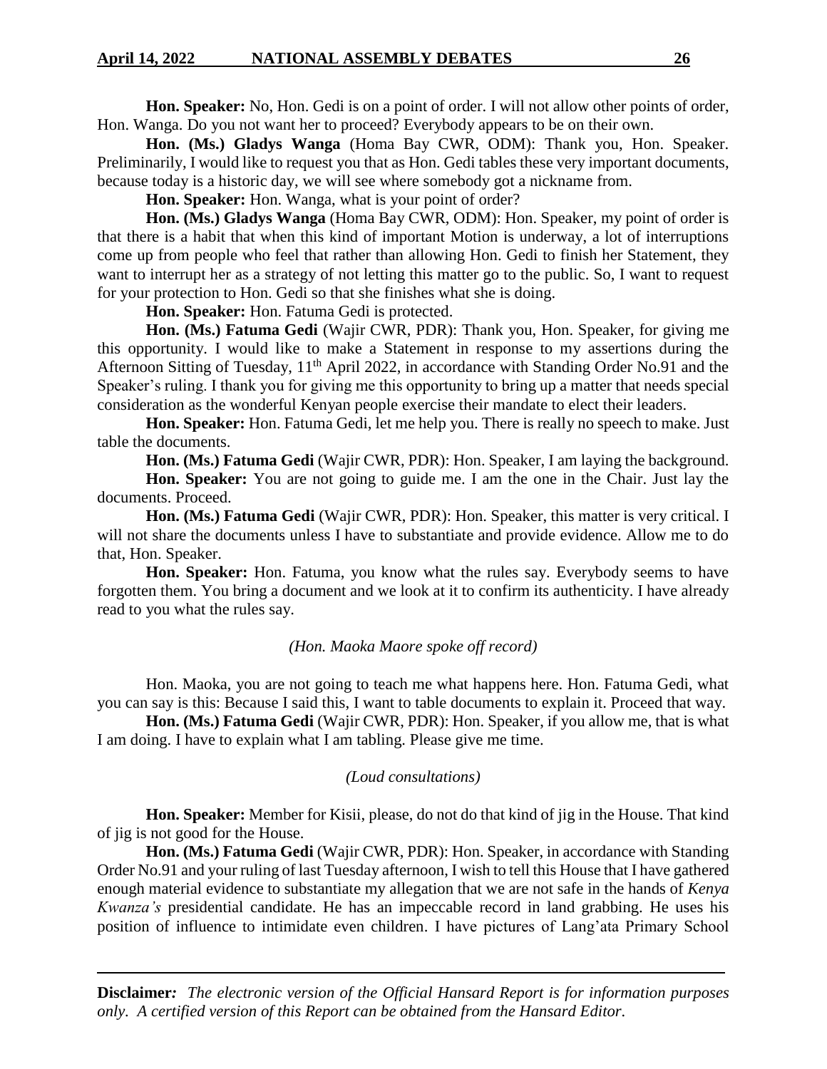**Hon. Speaker:** No, Hon. Gedi is on a point of order. I will not allow other points of order, Hon. Wanga. Do you not want her to proceed? Everybody appears to be on their own.

**Hon. (Ms.) Gladys Wanga** (Homa Bay CWR, ODM): Thank you, Hon. Speaker. Preliminarily, I would like to request you that as Hon. Gedi tables these very important documents, because today is a historic day, we will see where somebody got a nickname from.

**Hon. Speaker:** Hon. Wanga, what is your point of order?

**Hon. (Ms.) Gladys Wanga** (Homa Bay CWR, ODM): Hon. Speaker, my point of order is that there is a habit that when this kind of important Motion is underway, a lot of interruptions come up from people who feel that rather than allowing Hon. Gedi to finish her Statement, they want to interrupt her as a strategy of not letting this matter go to the public. So, I want to request for your protection to Hon. Gedi so that she finishes what she is doing.

**Hon. Speaker:** Hon. Fatuma Gedi is protected.

**Hon. (Ms.) Fatuma Gedi** (Wajir CWR, PDR): Thank you, Hon. Speaker, for giving me this opportunity. I would like to make a Statement in response to my assertions during the Afternoon Sitting of Tuesday, 11th April 2022, in accordance with Standing Order No.91 and the Speaker's ruling. I thank you for giving me this opportunity to bring up a matter that needs special consideration as the wonderful Kenyan people exercise their mandate to elect their leaders.

**Hon. Speaker:** Hon. Fatuma Gedi, let me help you. There is really no speech to make. Just table the documents.

**Hon. (Ms.) Fatuma Gedi** (Wajir CWR, PDR): Hon. Speaker, I am laying the background.

**Hon. Speaker:** You are not going to guide me. I am the one in the Chair. Just lay the documents. Proceed.

**Hon. (Ms.) Fatuma Gedi** (Wajir CWR, PDR): Hon. Speaker, this matter is very critical. I will not share the documents unless I have to substantiate and provide evidence. Allow me to do that, Hon. Speaker.

**Hon. Speaker:** Hon. Fatuma, you know what the rules say. Everybody seems to have forgotten them. You bring a document and we look at it to confirm its authenticity. I have already read to you what the rules say.

*(Hon. Maoka Maore spoke off record)*

Hon. Maoka, you are not going to teach me what happens here. Hon. Fatuma Gedi, what you can say is this: Because I said this, I want to table documents to explain it. Proceed that way.

**Hon. (Ms.) Fatuma Gedi** (Wajir CWR, PDR): Hon. Speaker, if you allow me, that is what I am doing. I have to explain what I am tabling. Please give me time.

*(Loud consultations)*

**Hon. Speaker:** Member for Kisii, please, do not do that kind of jig in the House. That kind of jig is not good for the House.

**Hon. (Ms.) Fatuma Gedi** (Wajir CWR, PDR): Hon. Speaker, in accordance with Standing Order No.91 and your ruling of last Tuesday afternoon, I wish to tell this House that I have gathered enough material evidence to substantiate my allegation that we are not safe in the hands of *Kenya Kwanza's* presidential candidate. He has an impeccable record in land grabbing. He uses his position of influence to intimidate even children. I have pictures of Lang'ata Primary School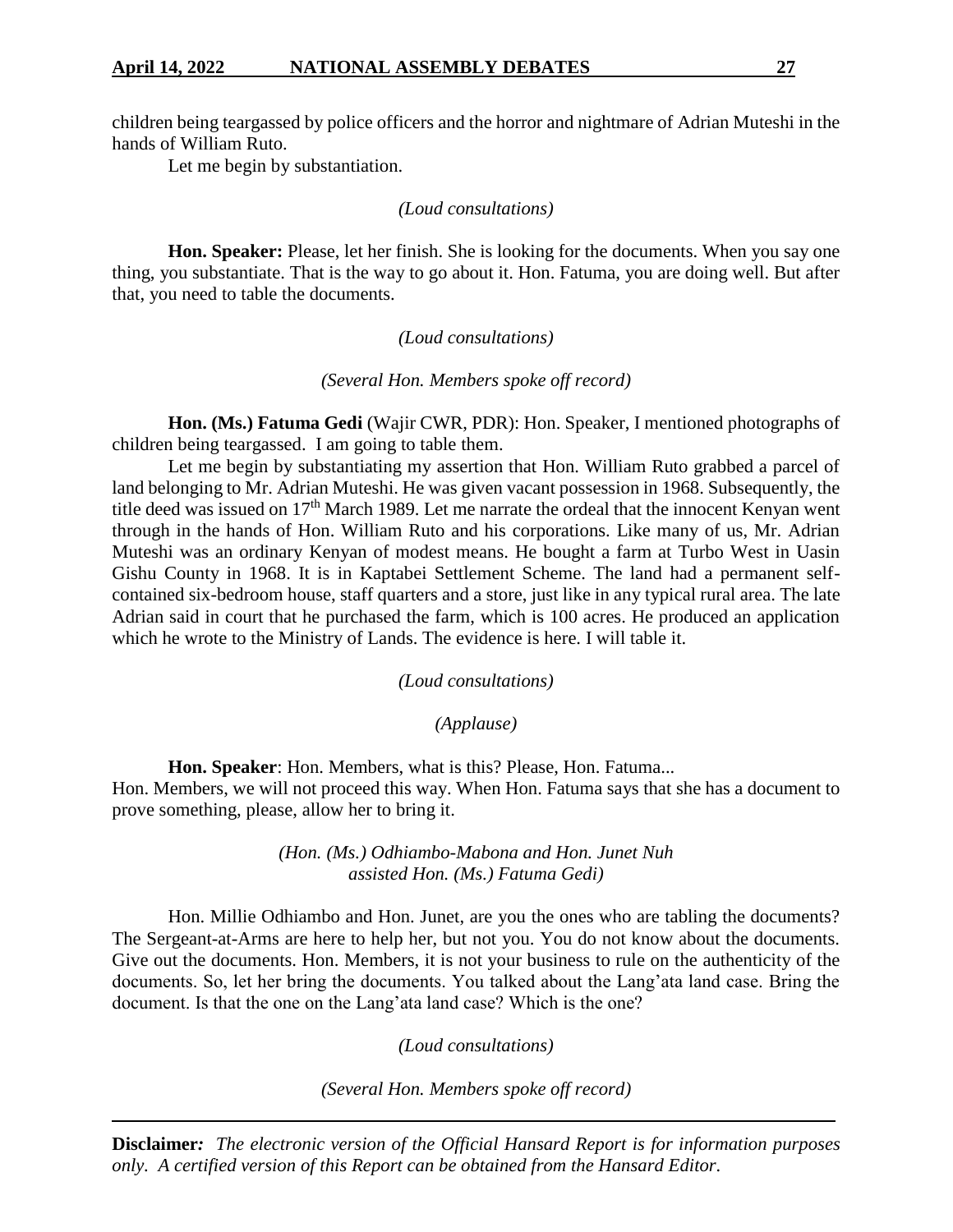children being teargassed by police officers and the horror and nightmare of Adrian Muteshi in the hands of William Ruto.

Let me begin by substantiation.

*(Loud consultations)*

**Hon. Speaker:** Please, let her finish. She is looking for the documents. When you say one thing, you substantiate. That is the way to go about it. Hon. Fatuma, you are doing well. But after that, you need to table the documents.

*(Loud consultations)*

*(Several Hon. Members spoke off record)*

**Hon. (Ms.) Fatuma Gedi** (Wajir CWR, PDR): Hon. Speaker, I mentioned photographs of children being teargassed. I am going to table them.

Let me begin by substantiating my assertion that Hon. William Ruto grabbed a parcel of land belonging to Mr. Adrian Muteshi. He was given vacant possession in 1968. Subsequently, the title deed was issued on 17th March 1989. Let me narrate the ordeal that the innocent Kenyan went through in the hands of Hon. William Ruto and his corporations. Like many of us, Mr. Adrian Muteshi was an ordinary Kenyan of modest means. He bought a farm at Turbo West in Uasin Gishu County in 1968. It is in Kaptabei Settlement Scheme. The land had a permanent self-contained six-bedroom house, staff quarters and a store, just like in any typical rural area. The late Adrian said in court that he purchased the farm, which is 100 acres. He produced an application which he wrote to the Ministry of Lands. The evidence is here. I will table it.

*(Loud consultations)*

*(Applause)*

**Hon. Speaker**: Hon. Members, what is this? Please, Hon. Fatuma...

Hon. Members, we will not proceed this way. When Hon. Fatuma says that she has a document to prove something, please, allow her to bring it.

*(Hon. (Ms.) Odhiambo-Mabona and Hon. Junet Nuh assisted Hon. (Ms.) Fatuma Gedi)*

Hon. Millie Odhiambo and Hon. Junet, are you the ones who are tabling the documents? The Sergeant-at-Arms are here to help her, but not you. You do not know about the documents. Give out the documents. Hon. Members, it is not your business to rule on the authenticity of the documents. So, let her bring the documents. You talked about the Lang'ata land case. Bring the document. Is that the one on the Lang'ata land case? Which is the one?

*(Loud consultations)*

*(Several Hon. Members spoke off record)*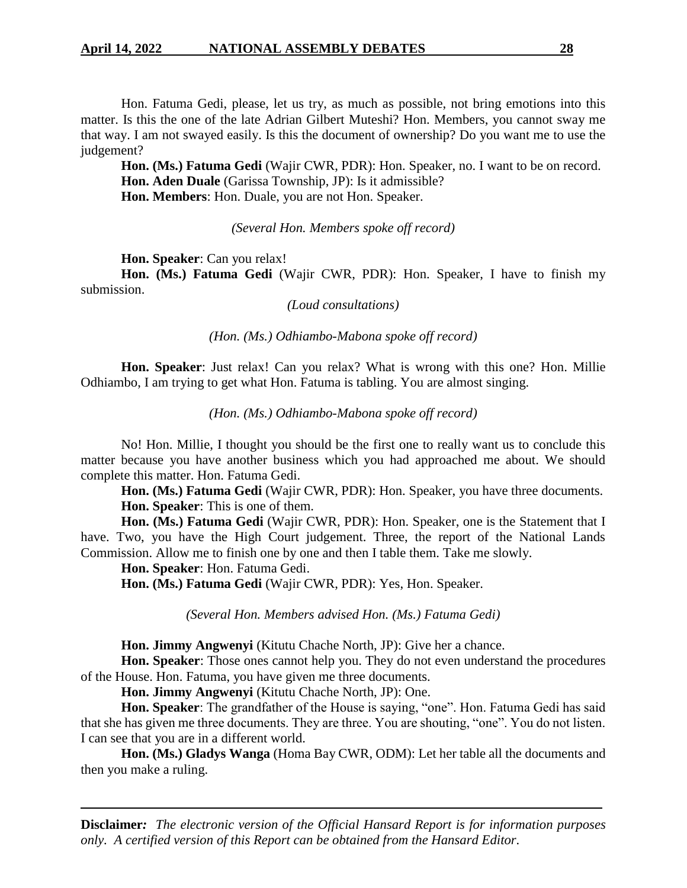Hon. Fatuma Gedi, please, let us try, as much as possible, not bring emotions into this matter. Is this the one of the late Adrian Gilbert Muteshi? Hon. Members, you cannot sway me that way. I am not swayed easily. Is this the document of ownership? Do you want me to use the judgement?

**Hon. (Ms.) Fatuma Gedi** (Wajir CWR, PDR): Hon. Speaker, no. I want to be on record.

**Hon. Aden Duale** (Garissa Township, JP): Is it admissible?

**Hon. Members**: Hon. Duale, you are not Hon. Speaker.

*(Several Hon. Members spoke off record)*

**Hon. Speaker**: Can you relax!

**Hon. (Ms.) Fatuma Gedi** (Wajir CWR, PDR): Hon. Speaker, I have to finish my submission.

*(Loud consultations)*

*(Hon. (Ms.) Odhiambo-Mabona spoke off record)*

**Hon. Speaker**: Just relax! Can you relax? What is wrong with this one? Hon. Millie Odhiambo, I am trying to get what Hon. Fatuma is tabling. You are almost singing.

*(Hon. (Ms.) Odhiambo-Mabona spoke off record)*

No! Hon. Millie, I thought you should be the first one to really want us to conclude this matter because you have another business which you had approached me about. We should complete this matter. Hon. Fatuma Gedi.

**Hon. (Ms.) Fatuma Gedi** (Wajir CWR, PDR): Hon. Speaker, you have three documents.

**Hon. Speaker**: This is one of them.

**Hon. (Ms.) Fatuma Gedi** (Wajir CWR, PDR): Hon. Speaker, one is the Statement that I have. Two, you have the High Court judgement. Three, the report of the National Lands Commission. Allow me to finish one by one and then I table them. Take me slowly.

**Hon. Speaker**: Hon. Fatuma Gedi.

**Hon. (Ms.) Fatuma Gedi** (Wajir CWR, PDR): Yes, Hon. Speaker.

*(Several Hon. Members advised Hon. (Ms.) Fatuma Gedi)*

**Hon. Jimmy Angwenyi** (Kitutu Chache North, JP): Give her a chance.

**Hon. Speaker**: Those ones cannot help you. They do not even understand the procedures of the House. Hon. Fatuma, you have given me three documents.

**Hon. Jimmy Angwenyi** (Kitutu Chache North, JP): One.

**Hon. Speaker**: The grandfather of the House is saying, "one". Hon. Fatuma Gedi has said that she has given me three documents. They are three. You are shouting, "one". You do not listen. I can see that you are in a different world.

**Hon. (Ms.) Gladys Wanga** (Homa Bay CWR, ODM): Let her table all the documents and then you make a ruling.

**Disclaimer***:* *The electronic version of the Official Hansard Report is for information purposes only. A certified version of this Report can be obtained from the Hansard Editor.*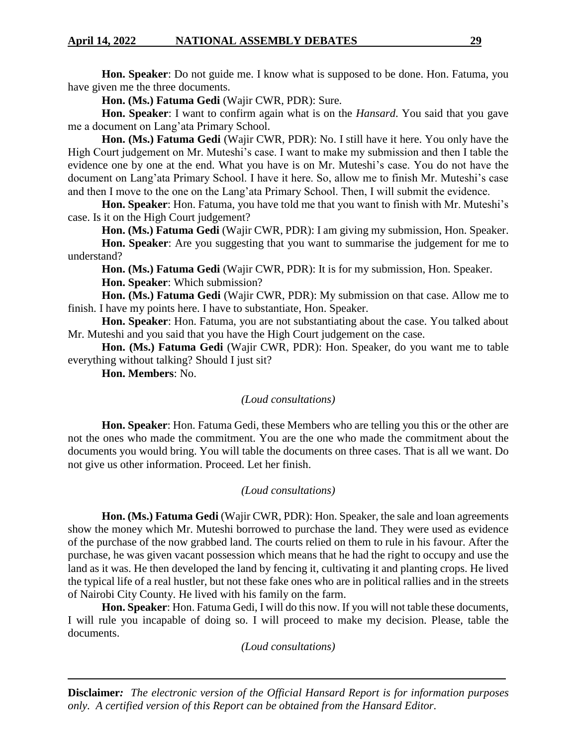**Hon. Speaker**: Do not guide me. I know what is supposed to be done. Hon. Fatuma, you have given me the three documents.

**Hon. (Ms.) Fatuma Gedi** (Wajir CWR, PDR): Sure.

**Hon. Speaker**: I want to confirm again what is on the *Hansard*. You said that you gave me a document on Lang'ata Primary School.

**Hon. (Ms.) Fatuma Gedi** (Wajir CWR, PDR): No. I still have it here. You only have the High Court judgement on Mr. Muteshi's case. I want to make my submission and then I table the evidence one by one at the end. What you have is on Mr. Muteshi's case. You do not have the document on Lang'ata Primary School. I have it here. So, allow me to finish Mr. Muteshi's case and then I move to the one on the Lang'ata Primary School. Then, I will submit the evidence.

**Hon. Speaker**: Hon. Fatuma, you have told me that you want to finish with Mr. Muteshi's case. Is it on the High Court judgement?

**Hon. (Ms.) Fatuma Gedi** (Wajir CWR, PDR): I am giving my submission, Hon. Speaker.

**Hon. Speaker**: Are you suggesting that you want to summarise the judgement for me to understand?

**Hon. (Ms.) Fatuma Gedi** (Wajir CWR, PDR): It is for my submission, Hon. Speaker.

**Hon. Speaker**: Which submission?

**Hon. (Ms.) Fatuma Gedi** (Wajir CWR, PDR): My submission on that case. Allow me to finish. I have my points here. I have to substantiate, Hon. Speaker.

**Hon. Speaker**: Hon. Fatuma, you are not substantiating about the case. You talked about Mr. Muteshi and you said that you have the High Court judgement on the case.

**Hon. (Ms.) Fatuma Gedi** (Wajir CWR, PDR): Hon. Speaker, do you want me to table everything without talking? Should I just sit?

**Hon. Members**: No.

*(Loud consultations)*

**Hon. Speaker**: Hon. Fatuma Gedi, these Members who are telling you this or the other are not the ones who made the commitment. You are the one who made the commitment about the documents you would bring. You will table the documents on three cases. That is all we want. Do not give us other information. Proceed. Let her finish.

*(Loud consultations)*

**Hon. (Ms.) Fatuma Gedi** (Wajir CWR, PDR): Hon. Speaker, the sale and loan agreements show the money which Mr. Muteshi borrowed to purchase the land. They were used as evidence of the purchase of the now grabbed land. The courts relied on them to rule in his favour. After the purchase, he was given vacant possession which means that he had the right to occupy and use the land as it was. He then developed the land by fencing it, cultivating it and planting crops. He lived the typical life of a real hustler, but not these fake ones who are in political rallies and in the streets of Nairobi City County. He lived with his family on the farm.

**Hon. Speaker**: Hon. Fatuma Gedi, I will do this now. If you will not table these documents, I will rule you incapable of doing so. I will proceed to make my decision. Please, table the documents.

*(Loud consultations)*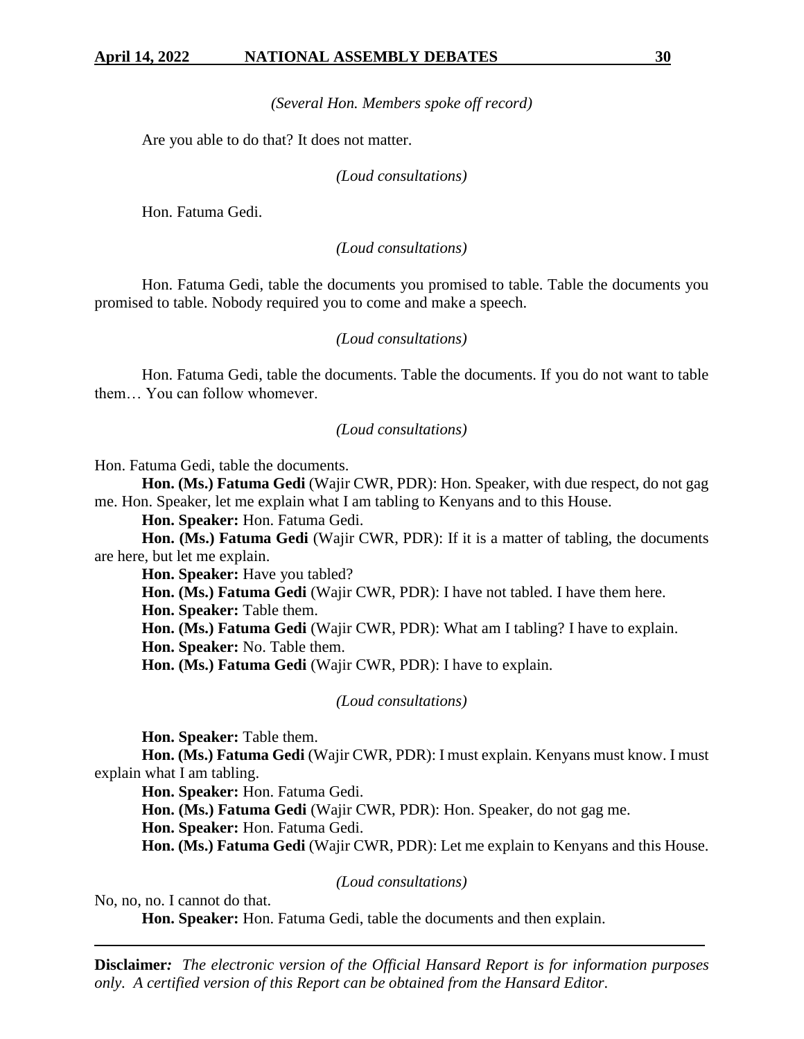*(Several Hon. Members spoke off record)*

Are you able to do that? It does not matter.

*(Loud consultations)*

Hon. Fatuma Gedi.

*(Loud consultations)*

Hon. Fatuma Gedi, table the documents you promised to table. Table the documents you promised to table. Nobody required you to come and make a speech.

*(Loud consultations)*

Hon. Fatuma Gedi, table the documents. Table the documents. If you do not want to table them… You can follow whomever.

*(Loud consultations)*

Hon. Fatuma Gedi, table the documents.

**Hon. (Ms.) Fatuma Gedi** (Wajir CWR, PDR): Hon. Speaker, with due respect, do not gag me. Hon. Speaker, let me explain what I am tabling to Kenyans and to this House.

**Hon. Speaker:** Hon. Fatuma Gedi.

**Hon. (Ms.) Fatuma Gedi** (Wajir CWR, PDR): If it is a matter of tabling, the documents are here, but let me explain.

**Hon. Speaker:** Have you tabled?

**Hon. (Ms.) Fatuma Gedi** (Wajir CWR, PDR): I have not tabled. I have them here.

**Hon. Speaker:** Table them.

**Hon. (Ms.) Fatuma Gedi** (Wajir CWR, PDR): What am I tabling? I have to explain.

**Hon. Speaker:** No. Table them.

**Hon. (Ms.) Fatuma Gedi** (Wajir CWR, PDR): I have to explain.

*(Loud consultations)*

**Hon. Speaker:** Table them.

**Hon. (Ms.) Fatuma Gedi** (Wajir CWR, PDR): I must explain. Kenyans must know. I must explain what I am tabling.

**Hon. Speaker:** Hon. Fatuma Gedi.

**Hon. (Ms.) Fatuma Gedi** (Wajir CWR, PDR): Hon. Speaker, do not gag me.

**Hon. Speaker:** Hon. Fatuma Gedi.

**Hon. (Ms.) Fatuma Gedi** (Wajir CWR, PDR): Let me explain to Kenyans and this House.

*(Loud consultations)*

No, no, no. I cannot do that.

**Hon. Speaker:** Hon. Fatuma Gedi, table the documents and then explain.

**Disclaimer***:* *The electronic version of the Official Hansard Report is for information purposes only. A certified version of this Report can be obtained from the Hansard Editor.*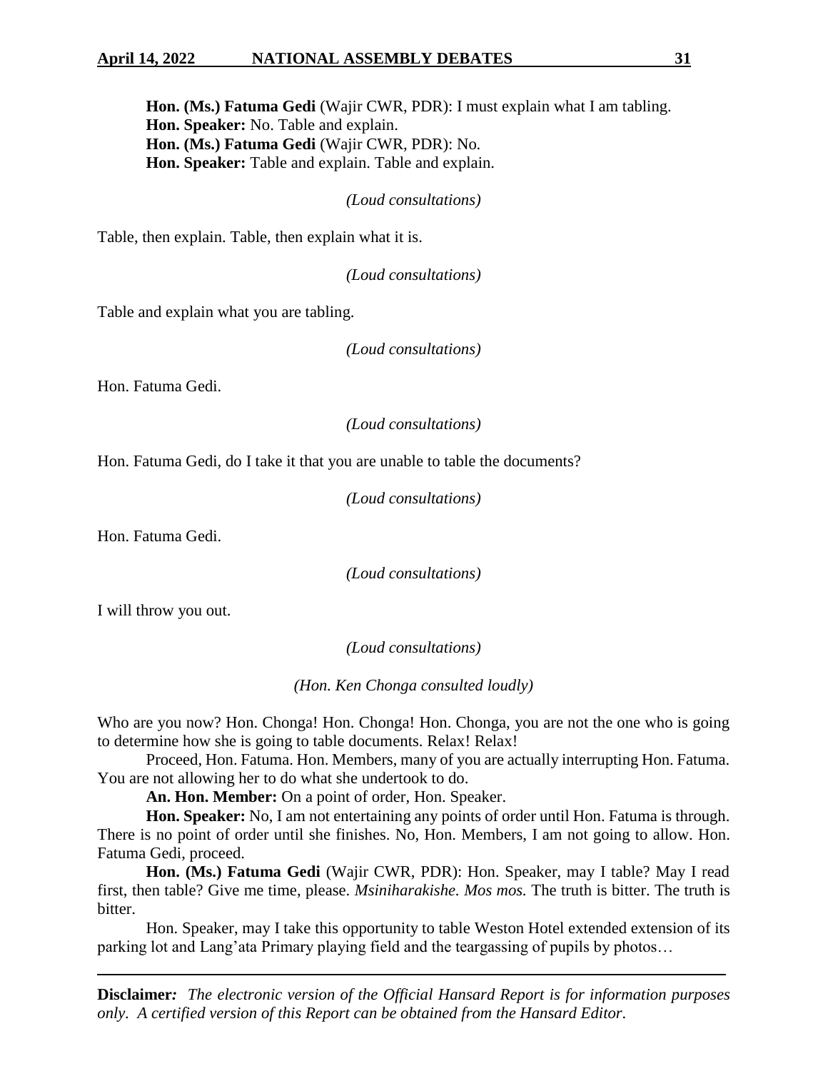**Hon. (Ms.) Fatuma Gedi** (Wajir CWR, PDR): I must explain what I am tabling.

**Hon. Speaker:** No. Table and explain.

**Hon. (Ms.) Fatuma Gedi** (Wajir CWR, PDR): No.

**Hon. Speaker:** Table and explain. Table and explain.

*(Loud consultations)*

Table, then explain. Table, then explain what it is.

*(Loud consultations)*

Table and explain what you are tabling.

*(Loud consultations)*

Hon. Fatuma Gedi.

*(Loud consultations)*

Hon. Fatuma Gedi, do I take it that you are unable to table the documents?

*(Loud consultations)*

Hon. Fatuma Gedi.

*(Loud consultations)*

I will throw you out.

*(Loud consultations)*

*(Hon. Ken Chonga consulted loudly)*

Who are you now? Hon. Chonga! Hon. Chonga! Hon. Chonga, you are not the one who is going to determine how she is going to table documents. Relax! Relax!

Proceed, Hon. Fatuma. Hon. Members, many of you are actually interrupting Hon. Fatuma. You are not allowing her to do what she undertook to do.

**An. Hon. Member:** On a point of order, Hon. Speaker.

**Hon. Speaker:** No, I am not entertaining any points of order until Hon. Fatuma is through. There is no point of order until she finishes. No, Hon. Members, I am not going to allow. Hon. Fatuma Gedi, proceed.

**Hon. (Ms.) Fatuma Gedi** (Wajir CWR, PDR): Hon. Speaker, may I table? May I read first, then table? Give me time, please. *Msiniharakishe. Mos mos.* The truth is bitter. The truth is bitter.

Hon. Speaker, may I take this opportunity to table Weston Hotel extended extension of its parking lot and Lang'ata Primary playing field and the teargassing of pupils by photos…

**Disclaimer***:* *The electronic version of the Official Hansard Report is for information purposes only. A certified version of this Report can be obtained from the Hansard Editor.*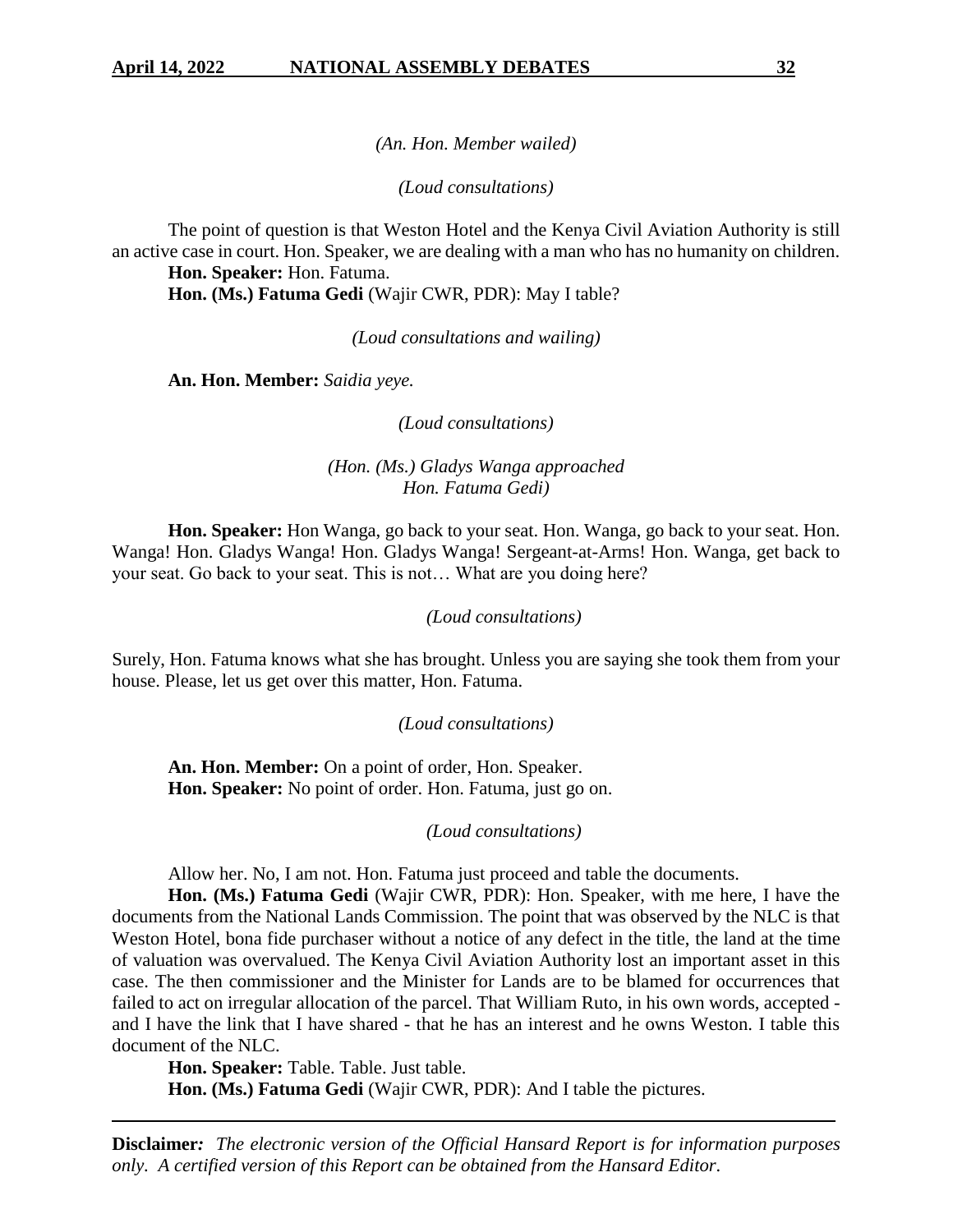*(An. Hon. Member wailed)*

*(Loud consultations)*

The point of question is that Weston Hotel and the Kenya Civil Aviation Authority is still an active case in court. Hon. Speaker, we are dealing with a man who has no humanity on children.

**Hon. Speaker:** Hon. Fatuma.

**Hon. (Ms.) Fatuma Gedi** (Wajir CWR, PDR): May I table?

*(Loud consultations and wailing)*

**An. Hon. Member:** *Saidia yeye.*

*(Loud consultations)*

*(Hon. (Ms.) Gladys Wanga approached Hon. Fatuma Gedi)*

**Hon. Speaker:** Hon Wanga, go back to your seat. Hon. Wanga, go back to your seat. Hon. Wanga! Hon. Gladys Wanga! Hon. Gladys Wanga! Sergeant-at-Arms! Hon. Wanga, get back to your seat. Go back to your seat. This is not… What are you doing here?

*(Loud consultations)*

Surely, Hon. Fatuma knows what she has brought. Unless you are saying she took them from your house. Please, let us get over this matter, Hon. Fatuma.

*(Loud consultations)*

**An. Hon. Member:** On a point of order, Hon. Speaker.

**Hon. Speaker:** No point of order. Hon. Fatuma, just go on.

*(Loud consultations)*

Allow her. No, I am not. Hon. Fatuma just proceed and table the documents.

**Hon. (Ms.) Fatuma Gedi** (Wajir CWR, PDR): Hon. Speaker, with me here, I have the documents from the National Lands Commission. The point that was observed by the NLC is that Weston Hotel, bona fide purchaser without a notice of any defect in the title, the land at the time of valuation was overvalued. The Kenya Civil Aviation Authority lost an important asset in this case. The then commissioner and the Minister for Lands are to be blamed for occurrences that failed to act on irregular allocation of the parcel. That William Ruto, in his own words, accepted - and I have the link that I have shared - that he has an interest and he owns Weston. I table this document of the NLC.

**Hon. Speaker:** Table. Table. Just table.

**Hon. (Ms.) Fatuma Gedi** (Wajir CWR, PDR): And I table the pictures.

**Disclaimer***:* *The electronic version of the Official Hansard Report is for information purposes only. A certified version of this Report can be obtained from the Hansard Editor.*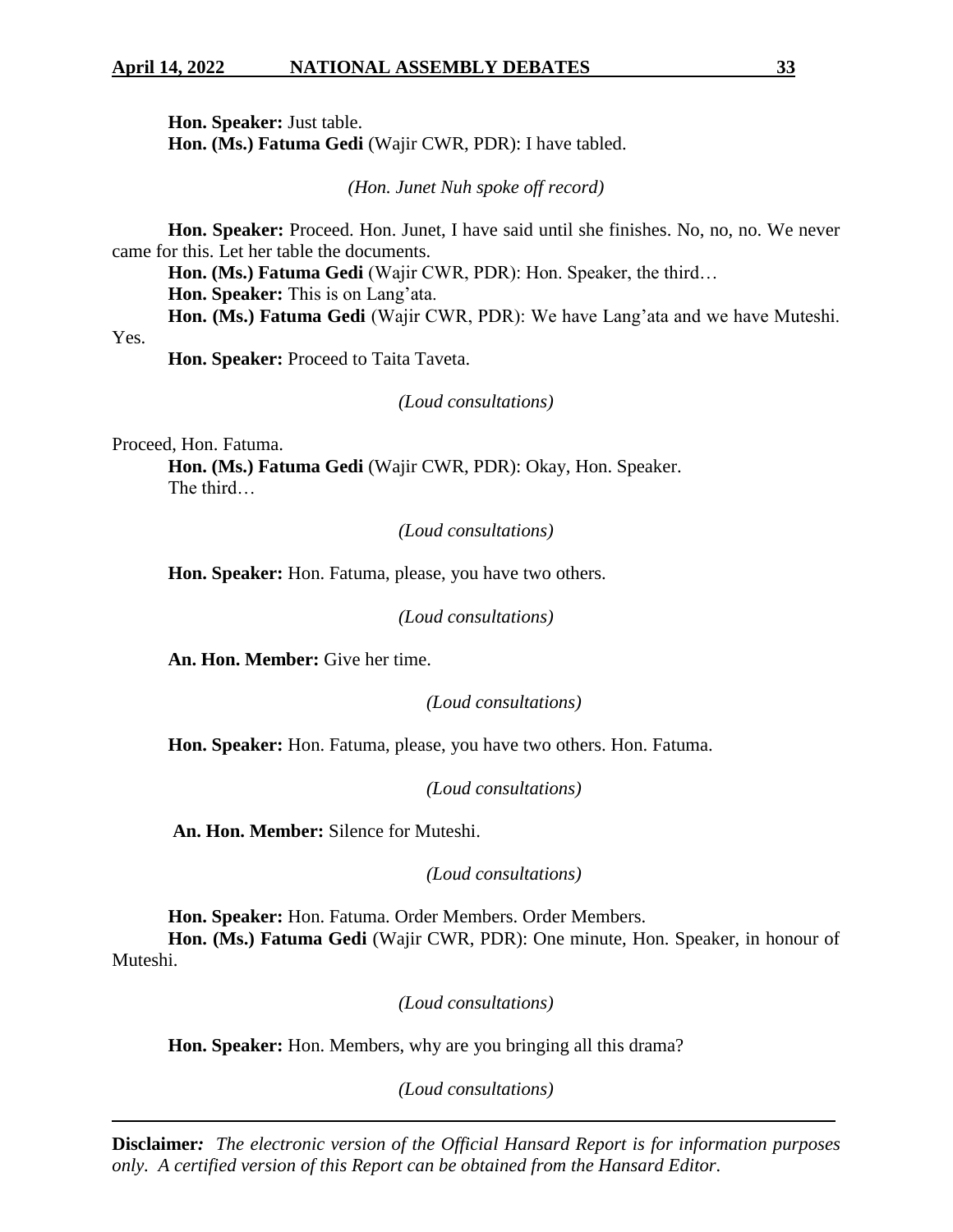**Hon. Speaker:** Just table.

**Hon. (Ms.) Fatuma Gedi** (Wajir CWR, PDR): I have tabled.

*(Hon. Junet Nuh spoke off record)*

**Hon. Speaker:** Proceed. Hon. Junet, I have said until she finishes. No, no, no. We never came for this. Let her table the documents.

**Hon. (Ms.) Fatuma Gedi** (Wajir CWR, PDR): Hon. Speaker, the third…

**Hon. Speaker:** This is on Lang'ata.

**Hon. (Ms.) Fatuma Gedi** (Wajir CWR, PDR): We have Lang'ata and we have Muteshi. Yes.

**Hon. Speaker:** Proceed to Taita Taveta.

*(Loud consultations)*

Proceed, Hon. Fatuma.

**Hon. (Ms.) Fatuma Gedi** (Wajir CWR, PDR): Okay, Hon. Speaker.

The third…

*(Loud consultations)*

**Hon. Speaker:** Hon. Fatuma, please, you have two others.

*(Loud consultations)*

**An. Hon. Member:** Give her time.

*(Loud consultations)*

**Hon. Speaker:** Hon. Fatuma, please, you have two others. Hon. Fatuma.

*(Loud consultations)*

**An. Hon. Member:** Silence for Muteshi.

*(Loud consultations)*

**Hon. Speaker:** Hon. Fatuma. Order Members. Order Members.

**Hon. (Ms.) Fatuma Gedi** (Wajir CWR, PDR): One minute, Hon. Speaker, in honour of Muteshi.

*(Loud consultations)*

**Hon. Speaker:** Hon. Members, why are you bringing all this drama?

*(Loud consultations)*

**Disclaimer***:* *The electronic version of the Official Hansard Report is for information purposes only. A certified version of this Report can be obtained from the Hansard Editor.*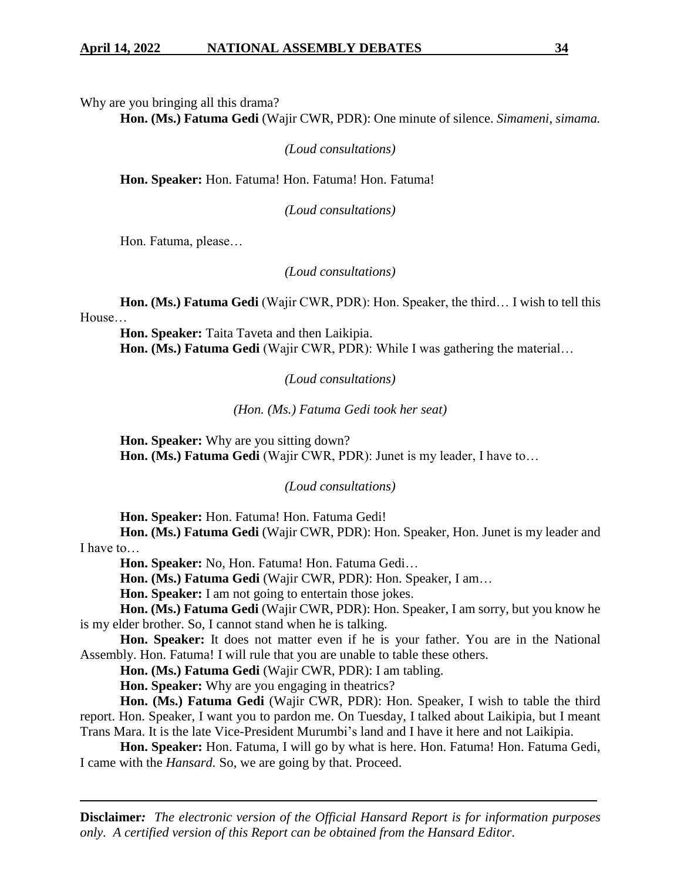Why are you bringing all this drama?

**Hon. (Ms.) Fatuma Gedi** (Wajir CWR, PDR): One minute of silence. *Simameni, simama.*

*(Loud consultations)*

**Hon. Speaker:** Hon. Fatuma! Hon. Fatuma! Hon. Fatuma!

*(Loud consultations)*

Hon. Fatuma, please…

*(Loud consultations)*

**Hon. (Ms.) Fatuma Gedi** (Wajir CWR, PDR): Hon. Speaker, the third… I wish to tell this House…

**Hon. Speaker:** Taita Taveta and then Laikipia.

**Hon. (Ms.) Fatuma Gedi** (Wajir CWR, PDR): While I was gathering the material…

*(Loud consultations)*

*(Hon. (Ms.) Fatuma Gedi took her seat)*

**Hon. Speaker:** Why are you sitting down?

**Hon. (Ms.) Fatuma Gedi** (Wajir CWR, PDR): Junet is my leader, I have to…

*(Loud consultations)*

**Hon. Speaker:** Hon. Fatuma! Hon. Fatuma Gedi!

**Hon. (Ms.) Fatuma Gedi** (Wajir CWR, PDR): Hon. Speaker, Hon. Junet is my leader and I have to…

**Hon. Speaker:** No, Hon. Fatuma! Hon. Fatuma Gedi…

**Hon. (Ms.) Fatuma Gedi** (Wajir CWR, PDR): Hon. Speaker, I am…

**Hon. Speaker:** I am not going to entertain those jokes.

**Hon. (Ms.) Fatuma Gedi** (Wajir CWR, PDR): Hon. Speaker, I am sorry, but you know he is my elder brother. So, I cannot stand when he is talking.

**Hon. Speaker:** It does not matter even if he is your father. You are in the National Assembly. Hon. Fatuma! I will rule that you are unable to table these others.

**Hon. (Ms.) Fatuma Gedi** (Wajir CWR, PDR): I am tabling.

**Hon. Speaker:** Why are you engaging in theatrics?

**Hon. (Ms.) Fatuma Gedi** (Wajir CWR, PDR): Hon. Speaker, I wish to table the third report. Hon. Speaker, I want you to pardon me. On Tuesday, I talked about Laikipia, but I meant Trans Mara. It is the late Vice-President Murumbi's land and I have it here and not Laikipia.

**Hon. Speaker:** Hon. Fatuma, I will go by what is here. Hon. Fatuma! Hon. Fatuma Gedi, I came with the *Hansard.* So, we are going by that. Proceed.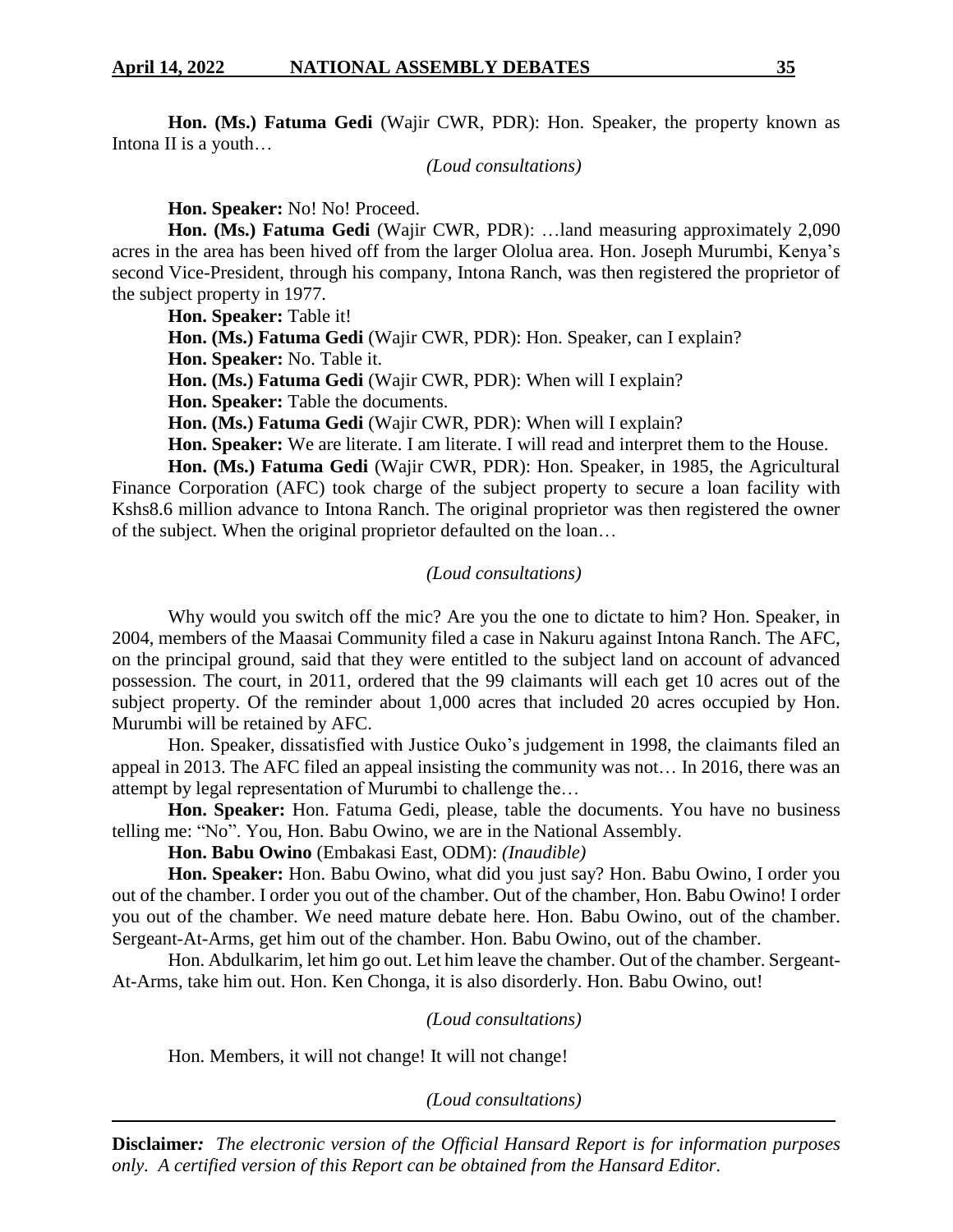**Hon. (Ms.) Fatuma Gedi** (Wajir CWR, PDR): Hon. Speaker, the property known as Intona II is a youth…

*(Loud consultations)*

**Hon. Speaker:** No! No! Proceed.

**Hon. (Ms.) Fatuma Gedi** (Wajir CWR, PDR): …land measuring approximately 2,090 acres in the area has been hived off from the larger Ololua area. Hon. Joseph Murumbi, Kenya's second Vice-President, through his company, Intona Ranch, was then registered the proprietor of the subject property in 1977.

**Hon. Speaker:** Table it!

**Hon. (Ms.) Fatuma Gedi** (Wajir CWR, PDR): Hon. Speaker, can I explain?

**Hon. Speaker:** No. Table it.

**Hon. (Ms.) Fatuma Gedi** (Wajir CWR, PDR): When will I explain?

**Hon. Speaker:** Table the documents.

**Hon. (Ms.) Fatuma Gedi** (Wajir CWR, PDR): When will I explain?

**Hon. Speaker:** We are literate. I am literate. I will read and interpret them to the House.

**Hon. (Ms.) Fatuma Gedi** (Wajir CWR, PDR): Hon. Speaker, in 1985, the Agricultural Finance Corporation (AFC) took charge of the subject property to secure a loan facility with Kshs8.6 million advance to Intona Ranch. The original proprietor was then registered the owner of the subject. When the original proprietor defaulted on the loan…

*(Loud consultations)*

Why would you switch off the mic? Are you the one to dictate to him? Hon. Speaker, in 2004, members of the Maasai Community filed a case in Nakuru against Intona Ranch. The AFC, on the principal ground, said that they were entitled to the subject land on account of advanced possession. The court, in 2011, ordered that the 99 claimants will each get 10 acres out of the subject property. Of the reminder about 1,000 acres that included 20 acres occupied by Hon. Murumbi will be retained by AFC.

Hon. Speaker, dissatisfied with Justice Ouko's judgement in 1998, the claimants filed an appeal in 2013. The AFC filed an appeal insisting the community was not… In 2016, there was an attempt by legal representation of Murumbi to challenge the…

**Hon. Speaker:** Hon. Fatuma Gedi, please, table the documents. You have no business telling me: "No". You, Hon. Babu Owino, we are in the National Assembly.

**Hon. Babu Owino** (Embakasi East, ODM): *(Inaudible)*

**Hon. Speaker:** Hon. Babu Owino, what did you just say? Hon. Babu Owino, I order you out of the chamber. I order you out of the chamber. Out of the chamber, Hon. Babu Owino! I order you out of the chamber. We need mature debate here. Hon. Babu Owino, out of the chamber. Sergeant-At-Arms, get him out of the chamber. Hon. Babu Owino, out of the chamber.

Hon. Abdulkarim, let him go out. Let him leave the chamber. Out of the chamber. Sergeant-At-Arms, take him out. Hon. Ken Chonga, it is also disorderly. Hon. Babu Owino, out!

*(Loud consultations)*

Hon. Members, it will not change! It will not change!

*(Loud consultations)*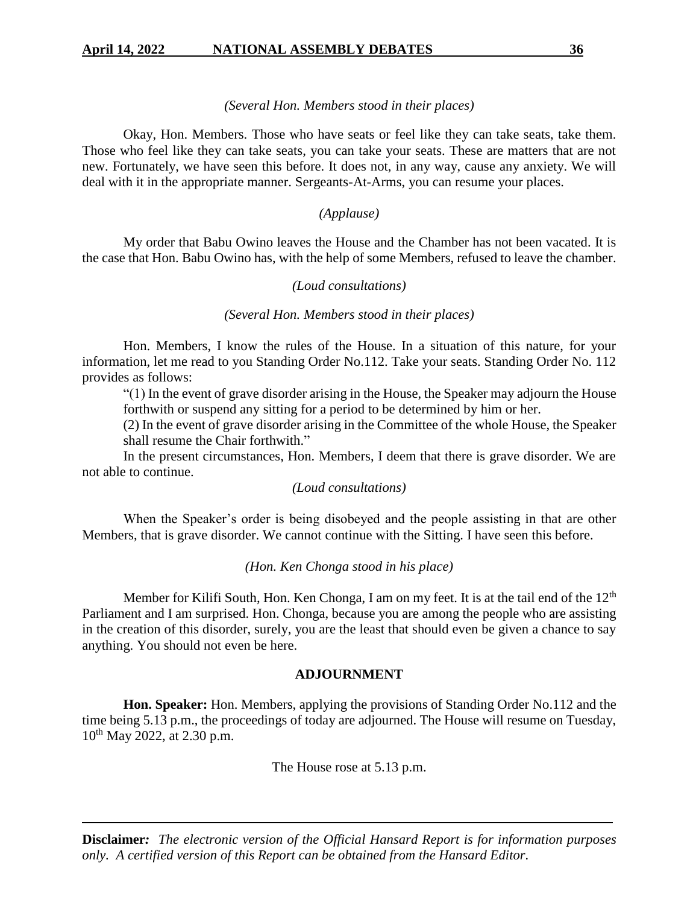*(Several Hon. Members stood in their places)*

Okay, Hon. Members. Those who have seats or feel like they can take seats, take them. Those who feel like they can take seats, you can take your seats. These are matters that are not new. Fortunately, we have seen this before. It does not, in any way, cause any anxiety. We will deal with it in the appropriate manner. Sergeants-At-Arms, you can resume your places.

*(Applause)*

My order that Babu Owino leaves the House and the Chamber has not been vacated. It is the case that Hon. Babu Owino has, with the help of some Members, refused to leave the chamber.

*(Loud consultations)*

*(Several Hon. Members stood in their places)*

Hon. Members, I know the rules of the House. In a situation of this nature, for your information, let me read to you Standing Order No.112. Take your seats. Standing Order No. 112 provides as follows:

> "(1) In the event of grave disorder arising in the House, the Speaker may adjourn the House forthwith or suspend any sitting for a period to be determined by him or her.
>
> (2) In the event of grave disorder arising in the Committee of the whole House, the Speaker shall resume the Chair forthwith."

In the present circumstances, Hon. Members, I deem that there is grave disorder. We are not able to continue.

*(Loud consultations)*

When the Speaker's order is being disobeyed and the people assisting in that are other Members, that is grave disorder. We cannot continue with the Sitting. I have seen this before.

*(Hon. Ken Chonga stood in his place)*

Member for Kilifi South, Hon. Ken Chonga, I am on my feet. It is at the tail end of the 12th Parliament and I am surprised. Hon. Chonga, because you are among the people who are assisting in the creation of this disorder, surely, you are the least that should even be given a chance to say anything. You should not even be here.

## ADJOURNMENT

**Hon. Speaker:** Hon. Members, applying the provisions of Standing Order No.112 and the time being 5.13 p.m., the proceedings of today are adjourned. The House will resume on Tuesday, 10th May 2022, at 2.30 p.m.

The House rose at 5.13 p.m.

**Disclaimer***:* *The electronic version of the Official Hansard Report is for information purposes only. A certified version of this Report can be obtained from the Hansard Editor.*